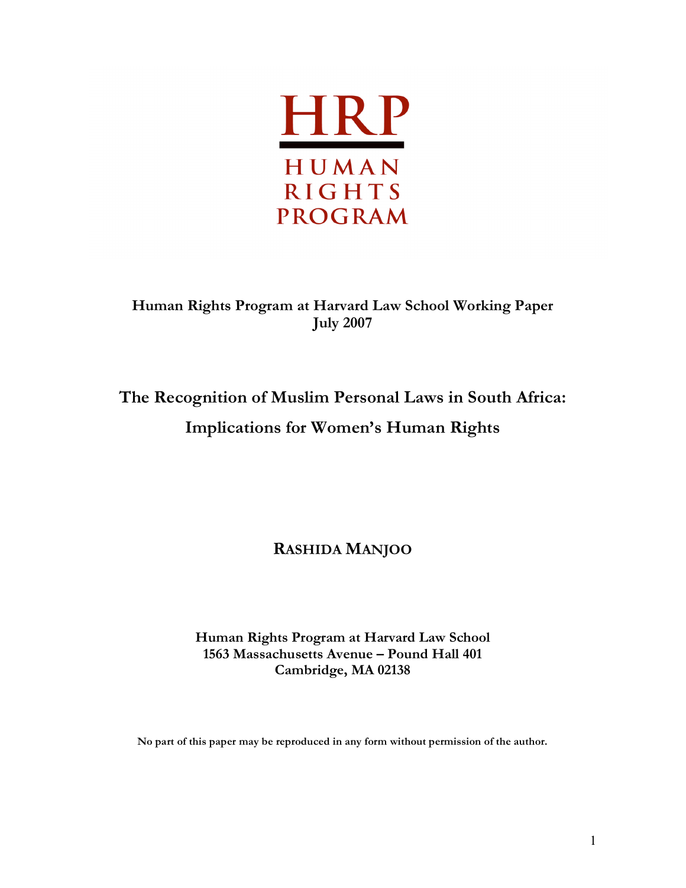HRP

HUMAN RIGHTS PROGRAM

**Human Rights Program at Harvard Law School Working Paper**
**July 2007**

# The Recognition of Muslim Personal Laws in South Africa: Implications for Women's Human Rights

**RASHIDA MANJOO**

**Human Rights Program at Harvard Law School**
**1563 Massachusetts Avenue – Pound Hall 401**
**Cambridge, MA 02138**

**No part of this paper may be reproduced in any form without permission of the author.**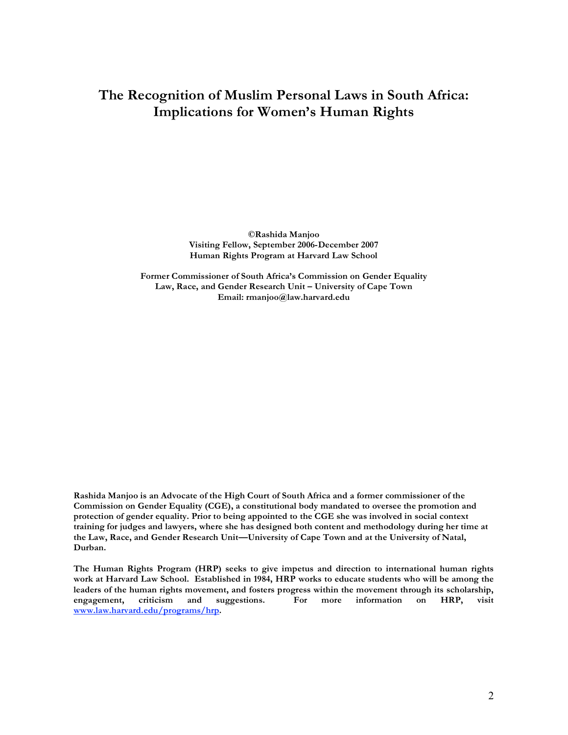# The Recognition of Muslim Personal Laws in South Africa: Implications for Women's Human Rights

**©Rashida Manjoo**
**Visiting Fellow, September 2006-December 2007**
**Human Rights Program at Harvard Law School**

**Former Commissioner of South Africa's Commission on Gender Equality**
**Law, Race, and Gender Research Unit – University of Cape Town**
**Email: rmanjoo@law.harvard.edu**

**Rashida Manjoo is an Advocate of the High Court of South Africa and a former commissioner of the Commission on Gender Equality (CGE), a constitutional body mandated to oversee the promotion and protection of gender equality. Prior to being appointed to the CGE she was involved in social context training for judges and lawyers, where she has designed both content and methodology during her time at the Law, Race, and Gender Research Unit—University of Cape Town and at the University of Natal, Durban.**

**The Human Rights Program (HRP) seeks to give impetus and direction to international human rights work at Harvard Law School. Established in 1984, HRP works to educate students who will be among the leaders of the human rights movement, and fosters progress within the movement through its scholarship, engagement, criticism and suggestions. For more information on HRP, visit [www.law.harvard.edu/programs/hrp](www.law.harvard.edu/programs/hrp).**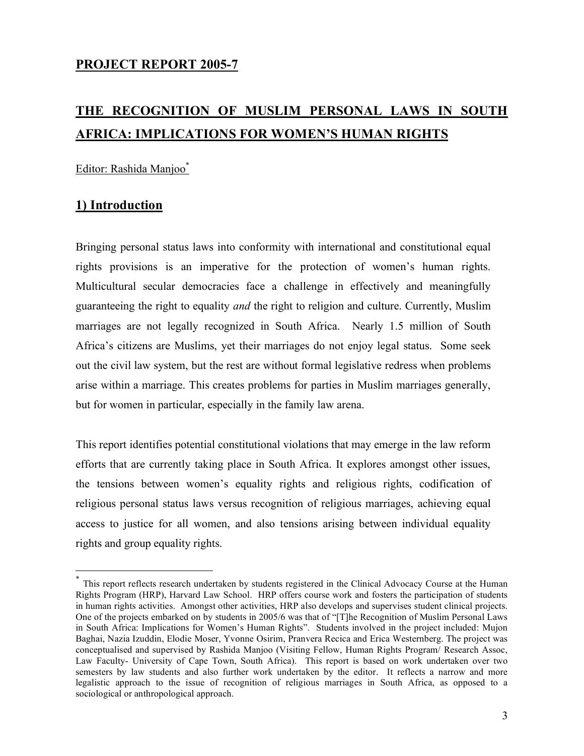## PROJECT REPORT 2005-7

# THE RECOGNITION OF MUSLIM PERSONAL LAWS IN SOUTH AFRICA: IMPLICATIONS FOR WOMEN'S HUMAN RIGHTS

Editor: Rashida Manjoo[*]

## 1) Introduction

Bringing personal status laws into conformity with international and constitutional equal rights provisions is an imperative for the protection of women's human rights. Multicultural secular democracies face a challenge in effectively and meaningfully guaranteeing the right to equality *and* the right to religion and culture. Currently, Muslim marriages are not legally recognized in South Africa. Nearly 1.5 million of South Africa's citizens are Muslims, yet their marriages do not enjoy legal status. Some seek out the civil law system, but the rest are without formal legislative redress when problems arise within a marriage. This creates problems for parties in Muslim marriages generally, but for women in particular, especially in the family law arena.

This report identifies potential constitutional violations that may emerge in the law reform efforts that are currently taking place in South Africa. It explores amongst other issues, the tensions between women's equality rights and religious rights, codification of religious personal status laws versus recognition of religious marriages, achieving equal access to justice for all women, and also tensions arising between individual equality rights and group equality rights.

---

[*] This report reflects research undertaken by students registered in the Clinical Advocacy Course at the Human Rights Program (HRP), Harvard Law School. HRP offers course work and fosters the participation of students in human rights activities. Amongst other activities, HRP also develops and supervises student clinical projects. One of the projects embarked on by students in 2005/6 was that of "[T]he Recognition of Muslim Personal Laws in South Africa: Implications for Women's Human Rights". Students involved in the project included: Mujon Baghai, Nazia Izuddin, Elodie Moser, Yvonne Osirim, Pranvera Recica and Erica Westernberg. The project was conceptualised and supervised by Rashida Manjoo (Visiting Fellow, Human Rights Program/ Research Assoc, Law Faculty- University of Cape Town, South Africa). This report is based on work undertaken over two semesters by law students and also further work undertaken by the editor. It reflects a narrow and more legalistic approach to the issue of recognition of religious marriages in South Africa, as opposed to a sociological or anthropological approach.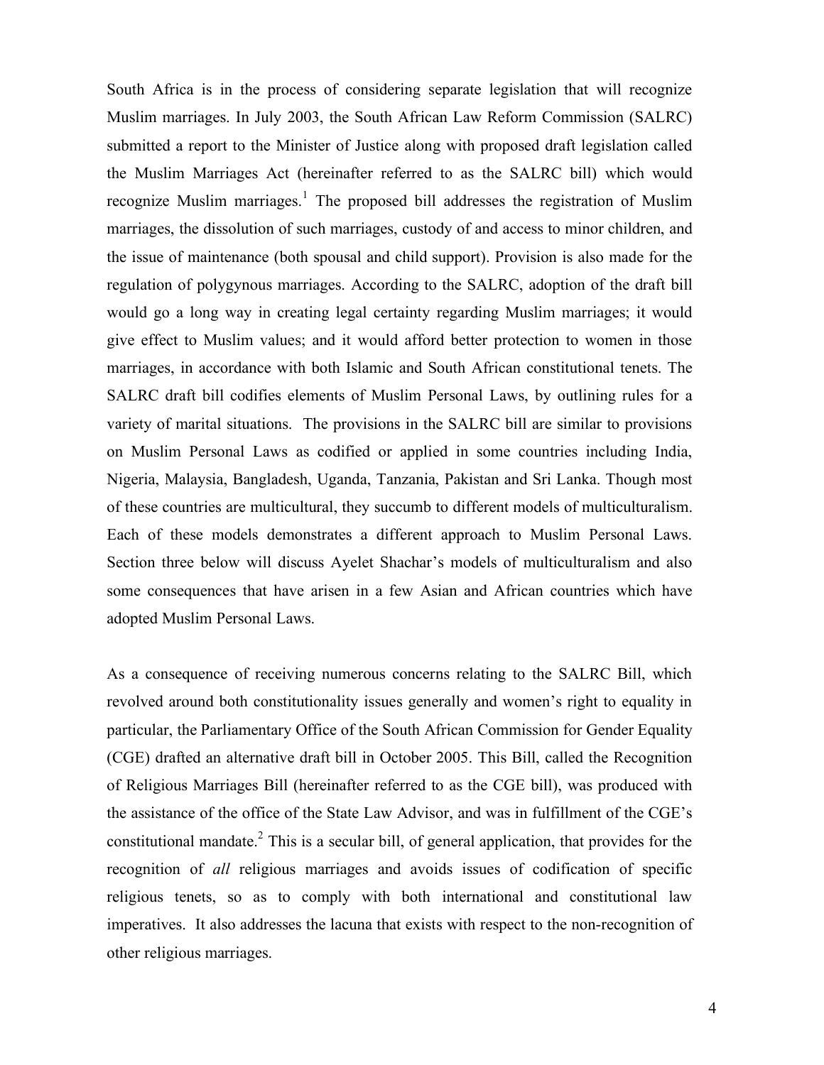South Africa is in the process of considering separate legislation that will recognize Muslim marriages. In July 2003, the South African Law Reform Commission (SALRC) submitted a report to the Minister of Justice along with proposed draft legislation called the Muslim Marriages Act (hereinafter referred to as the SALRC bill) which would recognize Muslim marriages.[1] The proposed bill addresses the registration of Muslim marriages, the dissolution of such marriages, custody of and access to minor children, and the issue of maintenance (both spousal and child support). Provision is also made for the regulation of polygynous marriages. According to the SALRC, adoption of the draft bill would go a long way in creating legal certainty regarding Muslim marriages; it would give effect to Muslim values; and it would afford better protection to women in those marriages, in accordance with both Islamic and South African constitutional tenets. The SALRC draft bill codifies elements of Muslim Personal Laws, by outlining rules for a variety of marital situations. The provisions in the SALRC bill are similar to provisions on Muslim Personal Laws as codified or applied in some countries including India, Nigeria, Malaysia, Bangladesh, Uganda, Tanzania, Pakistan and Sri Lanka. Though most of these countries are multicultural, they succumb to different models of multiculturalism. Each of these models demonstrates a different approach to Muslim Personal Laws. Section three below will discuss Ayelet Shachar's models of multiculturalism and also some consequences that have arisen in a few Asian and African countries which have adopted Muslim Personal Laws.

As a consequence of receiving numerous concerns relating to the SALRC Bill, which revolved around both constitutionality issues generally and women's right to equality in particular, the Parliamentary Office of the South African Commission for Gender Equality (CGE) drafted an alternative draft bill in October 2005. This Bill, called the Recognition of Religious Marriages Bill (hereinafter referred to as the CGE bill), was produced with the assistance of the office of the State Law Advisor, and was in fulfillment of the CGE's constitutional mandate.[2] This is a secular bill, of general application, that provides for the recognition of *all* religious marriages and avoids issues of codification of specific religious tenets, so as to comply with both international and constitutional law imperatives. It also addresses the lacuna that exists with respect to the non-recognition of other religious marriages.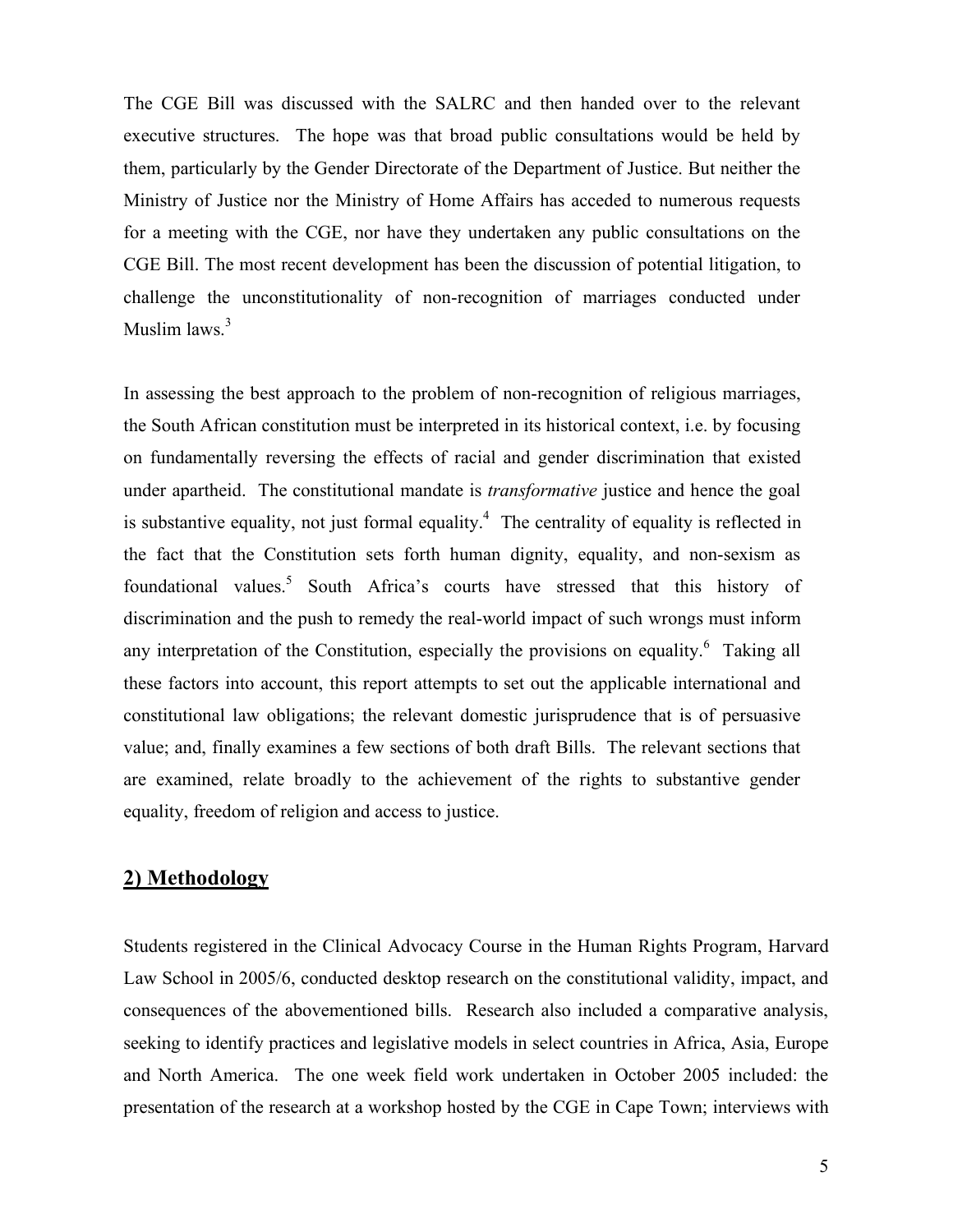The CGE Bill was discussed with the SALRC and then handed over to the relevant executive structures. The hope was that broad public consultations would be held by them, particularly by the Gender Directorate of the Department of Justice. But neither the Ministry of Justice nor the Ministry of Home Affairs has acceded to numerous requests for a meeting with the CGE, nor have they undertaken any public consultations on the CGE Bill. The most recent development has been the discussion of potential litigation, to challenge the unconstitutionality of non-recognition of marriages conducted under Muslim laws.[3]

In assessing the best approach to the problem of non-recognition of religious marriages, the South African constitution must be interpreted in its historical context, i.e. by focusing on fundamentally reversing the effects of racial and gender discrimination that existed under apartheid. The constitutional mandate is *transformative* justice and hence the goal is substantive equality, not just formal equality.[4] The centrality of equality is reflected in the fact that the Constitution sets forth human dignity, equality, and non-sexism as foundational values.[5] South Africa's courts have stressed that this history of discrimination and the push to remedy the real-world impact of such wrongs must inform any interpretation of the Constitution, especially the provisions on equality.[6] Taking all these factors into account, this report attempts to set out the applicable international and constitutional law obligations; the relevant domestic jurisprudence that is of persuasive value; and, finally examines a few sections of both draft Bills. The relevant sections that are examined, relate broadly to the achievement of the rights to substantive gender equality, freedom of religion and access to justice.

## 2) Methodology

Students registered in the Clinical Advocacy Course in the Human Rights Program, Harvard Law School in 2005/6, conducted desktop research on the constitutional validity, impact, and consequences of the abovementioned bills. Research also included a comparative analysis, seeking to identify practices and legislative models in select countries in Africa, Asia, Europe and North America. The one week field work undertaken in October 2005 included: the presentation of the research at a workshop hosted by the CGE in Cape Town; interviews with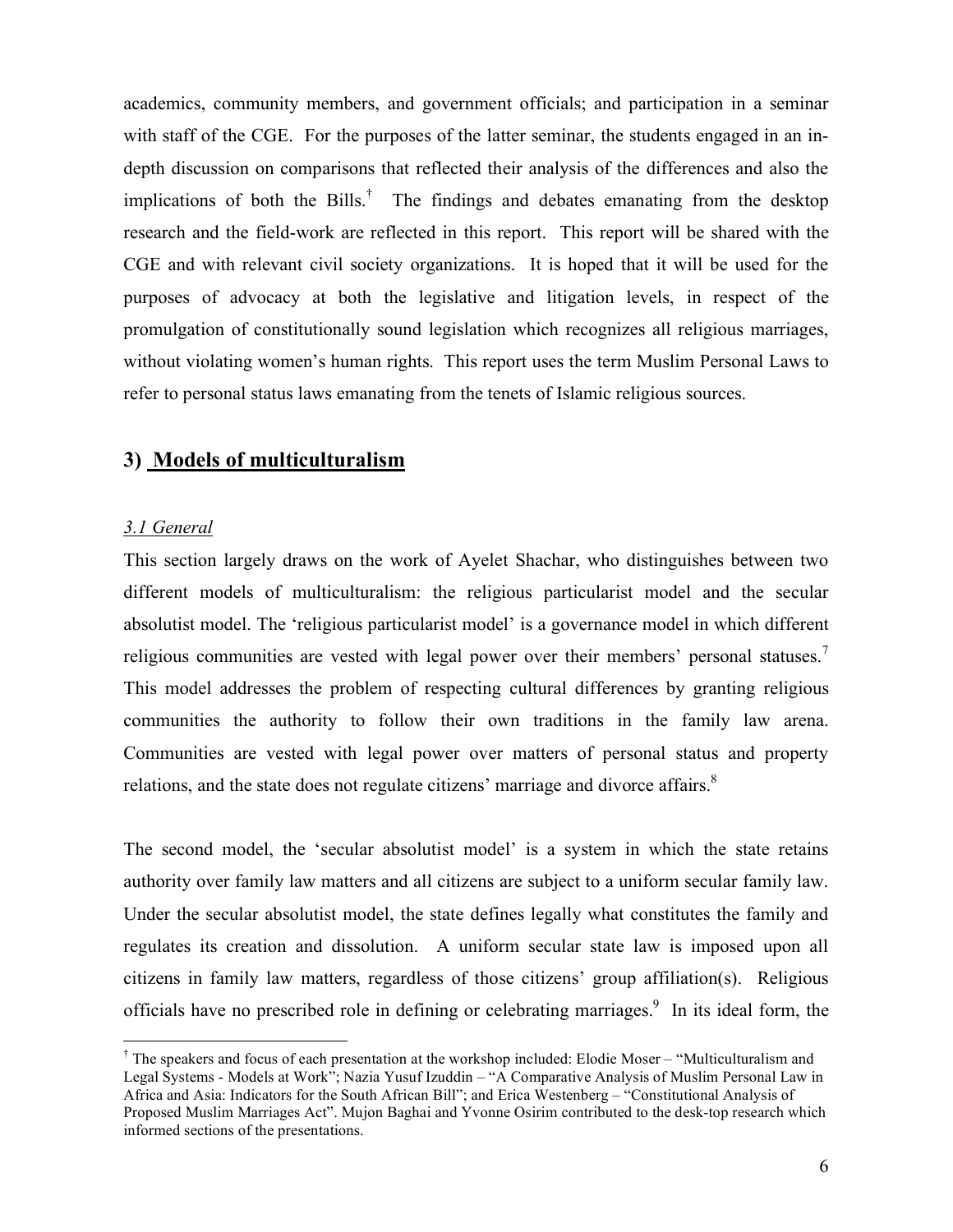academics, community members, and government officials; and participation in a seminar with staff of the CGE. For the purposes of the latter seminar, the students engaged in an in-depth discussion on comparisons that reflected their analysis of the differences and also the implications of both the Bills.[†] The findings and debates emanating from the desktop research and the field-work are reflected in this report. This report will be shared with the CGE and with relevant civil society organizations. It is hoped that it will be used for the purposes of advocacy at both the legislative and litigation levels, in respect of the promulgation of constitutionally sound legislation which recognizes all religious marriages, without violating women's human rights. This report uses the term Muslim Personal Laws to refer to personal status laws emanating from the tenets of Islamic religious sources.

## 3) Models of multiculturalism

### *3.1 General*

This section largely draws on the work of Ayelet Shachar, who distinguishes between two different models of multiculturalism: the religious particularist model and the secular absolutist model. The 'religious particularist model' is a governance model in which different religious communities are vested with legal power over their members' personal statuses.[7] This model addresses the problem of respecting cultural differences by granting religious communities the authority to follow their own traditions in the family law arena. Communities are vested with legal power over matters of personal status and property relations, and the state does not regulate citizens' marriage and divorce affairs.[8]

The second model, the 'secular absolutist model' is a system in which the state retains authority over family law matters and all citizens are subject to a uniform secular family law. Under the secular absolutist model, the state defines legally what constitutes the family and regulates its creation and dissolution. A uniform secular state law is imposed upon all citizens in family law matters, regardless of those citizens' group affiliation(s). Religious officials have no prescribed role in defining or celebrating marriages.[9] In its ideal form, the

[†] The speakers and focus of each presentation at the workshop included: Elodie Moser – "Multiculturalism and Legal Systems - Models at Work"; Nazia Yusuf Izuddin – "A Comparative Analysis of Muslim Personal Law in Africa and Asia: Indicators for the South African Bill"; and Erica Westenberg – "Constitutional Analysis of Proposed Muslim Marriages Act". Mujon Baghai and Yvonne Osirim contributed to the desk-top research which informed sections of the presentations.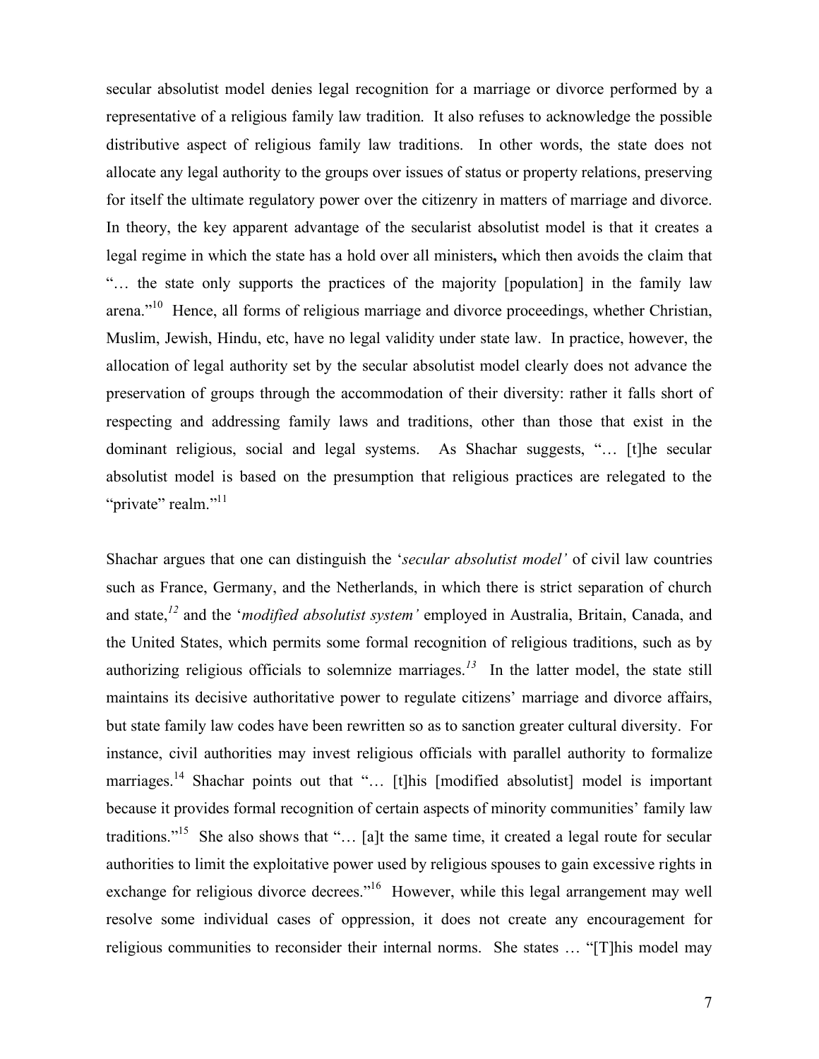secular absolutist model denies legal recognition for a marriage or divorce performed by a representative of a religious family law tradition. It also refuses to acknowledge the possible distributive aspect of religious family law traditions. In other words, the state does not allocate any legal authority to the groups over issues of status or property relations, preserving for itself the ultimate regulatory power over the citizenry in matters of marriage and divorce. In theory, the key apparent advantage of the secularist absolutist model is that it creates a legal regime in which the state has a hold over all ministers**,** which then avoids the claim that "… the state only supports the practices of the majority [population] in the family law arena."[10] Hence, all forms of religious marriage and divorce proceedings, whether Christian, Muslim, Jewish, Hindu, etc, have no legal validity under state law. In practice, however, the allocation of legal authority set by the secular absolutist model clearly does not advance the preservation of groups through the accommodation of their diversity: rather it falls short of respecting and addressing family laws and traditions, other than those that exist in the dominant religious, social and legal systems. As Shachar suggests, "… [t]he secular absolutist model is based on the presumption that religious practices are relegated to the "private" realm."[11]

Shachar argues that one can distinguish the '*secular absolutist model'* of civil law countries such as France, Germany, and the Netherlands, in which there is strict separation of church and state,[12] and the '*modified absolutist system'* employed in Australia, Britain, Canada, and the United States, which permits some formal recognition of religious traditions, such as by authorizing religious officials to solemnize marriages.[13] In the latter model, the state still maintains its decisive authoritative power to regulate citizens' marriage and divorce affairs, but state family law codes have been rewritten so as to sanction greater cultural diversity. For instance, civil authorities may invest religious officials with parallel authority to formalize marriages.[14] Shachar points out that "… [t]his [modified absolutist] model is important because it provides formal recognition of certain aspects of minority communities' family law traditions."[15] She also shows that "… [a]t the same time, it created a legal route for secular authorities to limit the exploitative power used by religious spouses to gain excessive rights in exchange for religious divorce decrees."[16] However, while this legal arrangement may well resolve some individual cases of oppression, it does not create any encouragement for religious communities to reconsider their internal norms. She states … "[T]his model may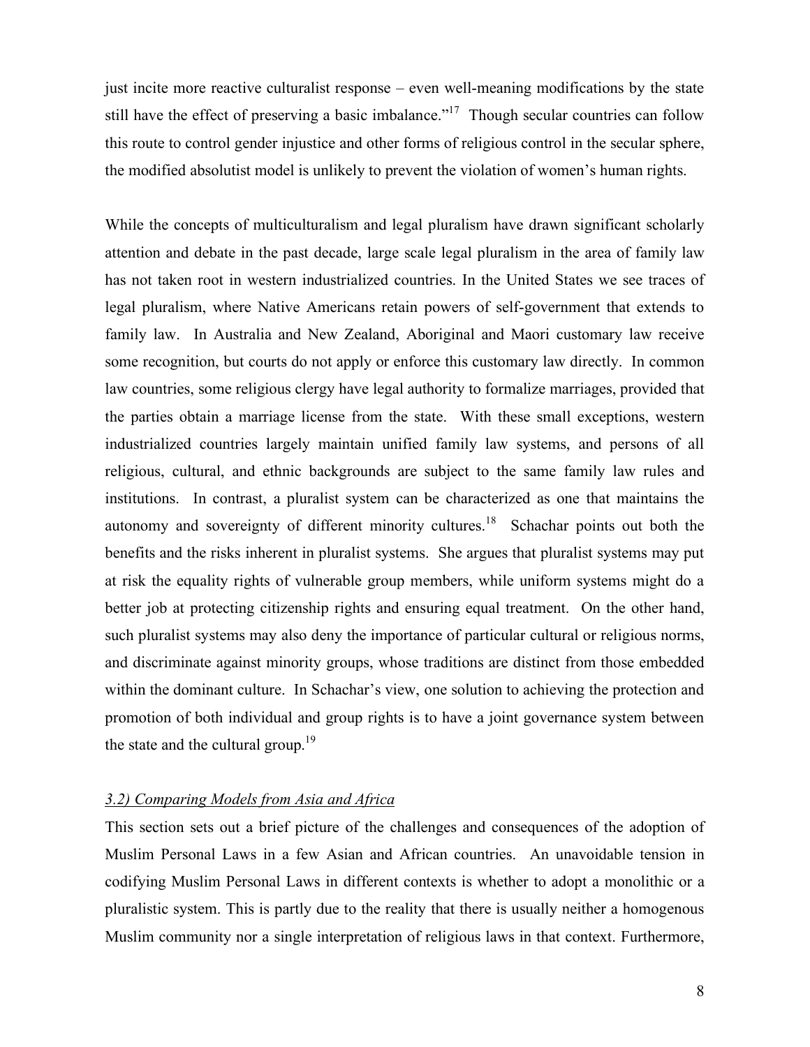just incite more reactive culturalist response – even well-meaning modifications by the state still have the effect of preserving a basic imbalance."[17] Though secular countries can follow this route to control gender injustice and other forms of religious control in the secular sphere, the modified absolutist model is unlikely to prevent the violation of women's human rights.

While the concepts of multiculturalism and legal pluralism have drawn significant scholarly attention and debate in the past decade, large scale legal pluralism in the area of family law has not taken root in western industrialized countries. In the United States we see traces of legal pluralism, where Native Americans retain powers of self-government that extends to family law. In Australia and New Zealand, Aboriginal and Maori customary law receive some recognition, but courts do not apply or enforce this customary law directly. In common law countries, some religious clergy have legal authority to formalize marriages, provided that the parties obtain a marriage license from the state. With these small exceptions, western industrialized countries largely maintain unified family law systems, and persons of all religious, cultural, and ethnic backgrounds are subject to the same family law rules and institutions. In contrast, a pluralist system can be characterized as one that maintains the autonomy and sovereignty of different minority cultures.[18] Schachar points out both the benefits and the risks inherent in pluralist systems. She argues that pluralist systems may put at risk the equality rights of vulnerable group members, while uniform systems might do a better job at protecting citizenship rights and ensuring equal treatment. On the other hand, such pluralist systems may also deny the importance of particular cultural or religious norms, and discriminate against minority groups, whose traditions are distinct from those embedded within the dominant culture. In Schachar's view, one solution to achieving the protection and promotion of both individual and group rights is to have a joint governance system between the state and the cultural group.[19]

### *3.2) Comparing Models from Asia and Africa*

This section sets out a brief picture of the challenges and consequences of the adoption of Muslim Personal Laws in a few Asian and African countries. An unavoidable tension in codifying Muslim Personal Laws in different contexts is whether to adopt a monolithic or a pluralistic system. This is partly due to the reality that there is usually neither a homogenous Muslim community nor a single interpretation of religious laws in that context. Furthermore,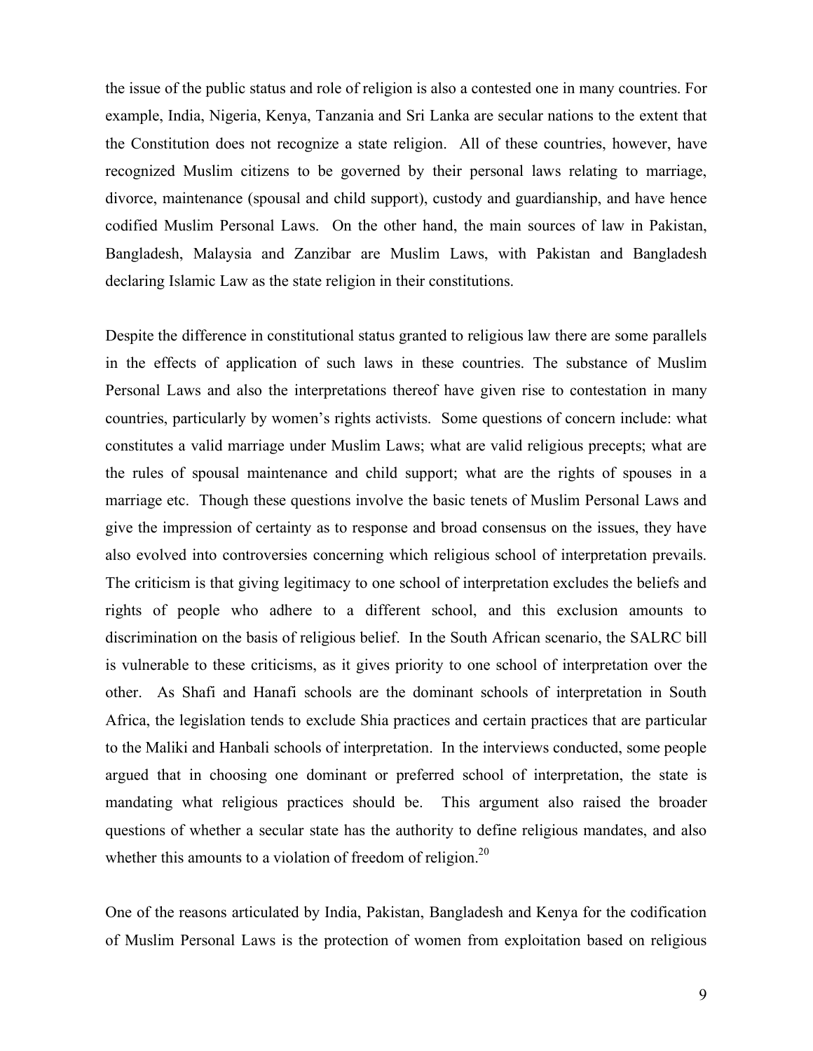the issue of the public status and role of religion is also a contested one in many countries. For example, India, Nigeria, Kenya, Tanzania and Sri Lanka are secular nations to the extent that the Constitution does not recognize a state religion. All of these countries, however, have recognized Muslim citizens to be governed by their personal laws relating to marriage, divorce, maintenance (spousal and child support), custody and guardianship, and have hence codified Muslim Personal Laws. On the other hand, the main sources of law in Pakistan, Bangladesh, Malaysia and Zanzibar are Muslim Laws, with Pakistan and Bangladesh declaring Islamic Law as the state religion in their constitutions.

Despite the difference in constitutional status granted to religious law there are some parallels in the effects of application of such laws in these countries. The substance of Muslim Personal Laws and also the interpretations thereof have given rise to contestation in many countries, particularly by women's rights activists. Some questions of concern include: what constitutes a valid marriage under Muslim Laws; what are valid religious precepts; what are the rules of spousal maintenance and child support; what are the rights of spouses in a marriage etc. Though these questions involve the basic tenets of Muslim Personal Laws and give the impression of certainty as to response and broad consensus on the issues, they have also evolved into controversies concerning which religious school of interpretation prevails. The criticism is that giving legitimacy to one school of interpretation excludes the beliefs and rights of people who adhere to a different school, and this exclusion amounts to discrimination on the basis of religious belief. In the South African scenario, the SALRC bill is vulnerable to these criticisms, as it gives priority to one school of interpretation over the other. As Shafi and Hanafi schools are the dominant schools of interpretation in South Africa, the legislation tends to exclude Shia practices and certain practices that are particular to the Maliki and Hanbali schools of interpretation. In the interviews conducted, some people argued that in choosing one dominant or preferred school of interpretation, the state is mandating what religious practices should be. This argument also raised the broader questions of whether a secular state has the authority to define religious mandates, and also whether this amounts to a violation of freedom of religion.[20]

One of the reasons articulated by India, Pakistan, Bangladesh and Kenya for the codification of Muslim Personal Laws is the protection of women from exploitation based on religious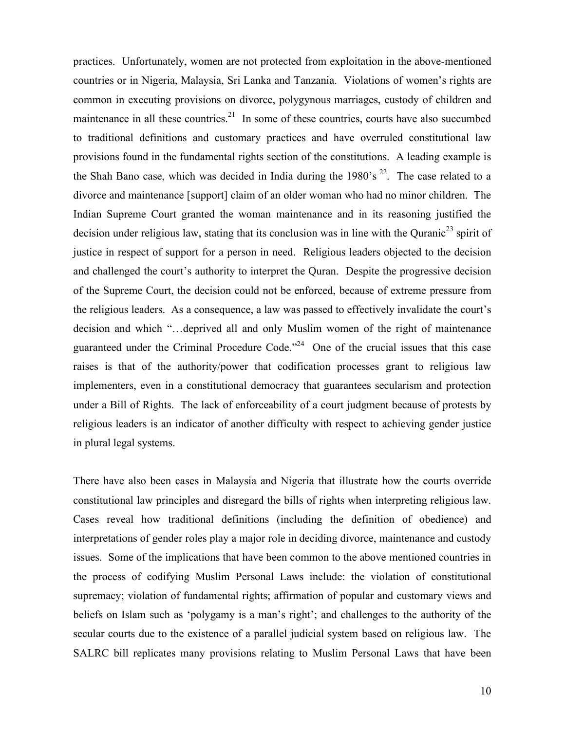practices. Unfortunately, women are not protected from exploitation in the above-mentioned countries or in Nigeria, Malaysia, Sri Lanka and Tanzania. Violations of women's rights are common in executing provisions on divorce, polygynous marriages, custody of children and maintenance in all these countries.[21] In some of these countries, courts have also succumbed to traditional definitions and customary practices and have overruled constitutional law provisions found in the fundamental rights section of the constitutions. A leading example is the Shah Bano case, which was decided in India during the 1980's [22]. The case related to a divorce and maintenance [support] claim of an older woman who had no minor children. The Indian Supreme Court granted the woman maintenance and in its reasoning justified the decision under religious law, stating that its conclusion was in line with the Quranic[23] spirit of justice in respect of support for a person in need. Religious leaders objected to the decision and challenged the court's authority to interpret the Quran. Despite the progressive decision of the Supreme Court, the decision could not be enforced, because of extreme pressure from the religious leaders. As a consequence, a law was passed to effectively invalidate the court's decision and which "…deprived all and only Muslim women of the right of maintenance guaranteed under the Criminal Procedure Code."[24] One of the crucial issues that this case raises is that of the authority/power that codification processes grant to religious law implementers, even in a constitutional democracy that guarantees secularism and protection under a Bill of Rights. The lack of enforceability of a court judgment because of protests by religious leaders is an indicator of another difficulty with respect to achieving gender justice in plural legal systems.

There have also been cases in Malaysia and Nigeria that illustrate how the courts override constitutional law principles and disregard the bills of rights when interpreting religious law. Cases reveal how traditional definitions (including the definition of obedience) and interpretations of gender roles play a major role in deciding divorce, maintenance and custody issues. Some of the implications that have been common to the above mentioned countries in the process of codifying Muslim Personal Laws include: the violation of constitutional supremacy; violation of fundamental rights; affirmation of popular and customary views and beliefs on Islam such as 'polygamy is a man's right'; and challenges to the authority of the secular courts due to the existence of a parallel judicial system based on religious law. The SALRC bill replicates many provisions relating to Muslim Personal Laws that have been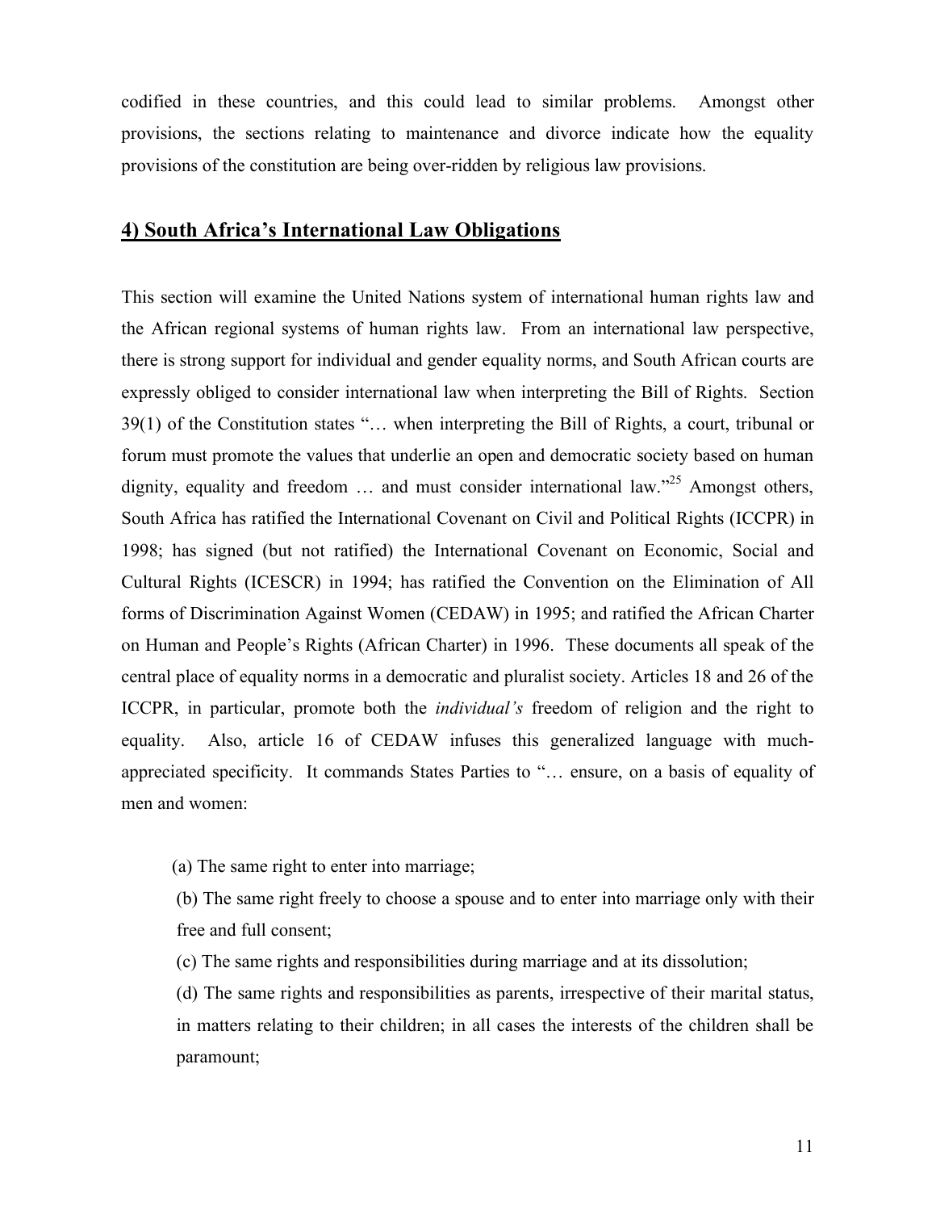codified in these countries, and this could lead to similar problems. Amongst other provisions, the sections relating to maintenance and divorce indicate how the equality provisions of the constitution are being over-ridden by religious law provisions.

## 4) South Africa's International Law Obligations

This section will examine the United Nations system of international human rights law and the African regional systems of human rights law. From an international law perspective, there is strong support for individual and gender equality norms, and South African courts are expressly obliged to consider international law when interpreting the Bill of Rights. Section 39(1) of the Constitution states "… when interpreting the Bill of Rights, a court, tribunal or forum must promote the values that underlie an open and democratic society based on human dignity, equality and freedom … and must consider international law."[25] Amongst others, South Africa has ratified the International Covenant on Civil and Political Rights (ICCPR) in 1998; has signed (but not ratified) the International Covenant on Economic, Social and Cultural Rights (ICESCR) in 1994; has ratified the Convention on the Elimination of All forms of Discrimination Against Women (CEDAW) in 1995; and ratified the African Charter on Human and People's Rights (African Charter) in 1996. These documents all speak of the central place of equality norms in a democratic and pluralist society. Articles 18 and 26 of the ICCPR, in particular, promote both the *individual's* freedom of religion and the right to equality. Also, article 16 of CEDAW infuses this generalized language with much-appreciated specificity. It commands States Parties to "… ensure, on a basis of equality of men and women:

> (a) The same right to enter into marriage;
>
> (b) The same right freely to choose a spouse and to enter into marriage only with their free and full consent;
>
> (c) The same rights and responsibilities during marriage and at its dissolution;
>
> (d) The same rights and responsibilities as parents, irrespective of their marital status, in matters relating to their children; in all cases the interests of the children shall be paramount;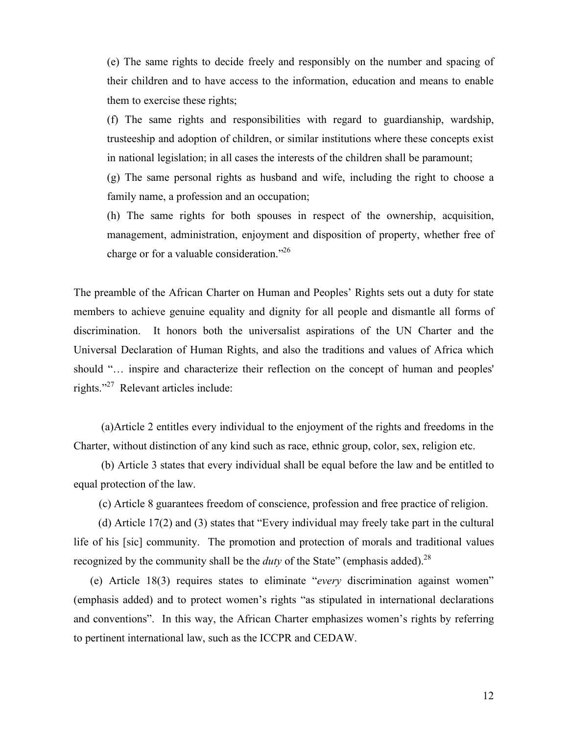> (e) The same rights to decide freely and responsibly on the number and spacing of their children and to have access to the information, education and means to enable them to exercise these rights;
>
> (f) The same rights and responsibilities with regard to guardianship, wardship, trusteeship and adoption of children, or similar institutions where these concepts exist in national legislation; in all cases the interests of the children shall be paramount;
>
> (g) The same personal rights as husband and wife, including the right to choose a family name, a profession and an occupation;
>
> (h) The same rights for both spouses in respect of the ownership, acquisition, management, administration, enjoyment and disposition of property, whether free of charge or for a valuable consideration."[26]

The preamble of the African Charter on Human and Peoples' Rights sets out a duty for state members to achieve genuine equality and dignity for all people and dismantle all forms of discrimination. It honors both the universalist aspirations of the UN Charter and the Universal Declaration of Human Rights, and also the traditions and values of Africa which should "… inspire and characterize their reflection on the concept of human and peoples' rights."[27] Relevant articles include:

(a) Article 2 entitles every individual to the enjoyment of the rights and freedoms in the Charter, without distinction of any kind such as race, ethnic group, color, sex, religion etc.

(b) Article 3 states that every individual shall be equal before the law and be entitled to equal protection of the law.

(c) Article 8 guarantees freedom of conscience, profession and free practice of religion.

(d) Article 17(2) and (3) states that "Every individual may freely take part in the cultural life of his [sic] community. The promotion and protection of morals and traditional values recognized by the community shall be the *duty* of the State" (emphasis added).[28]

(e) Article 18(3) requires states to eliminate "*every* discrimination against women" (emphasis added) and to protect women's rights "as stipulated in international declarations and conventions". In this way, the African Charter emphasizes women's rights by referring to pertinent international law, such as the ICCPR and CEDAW.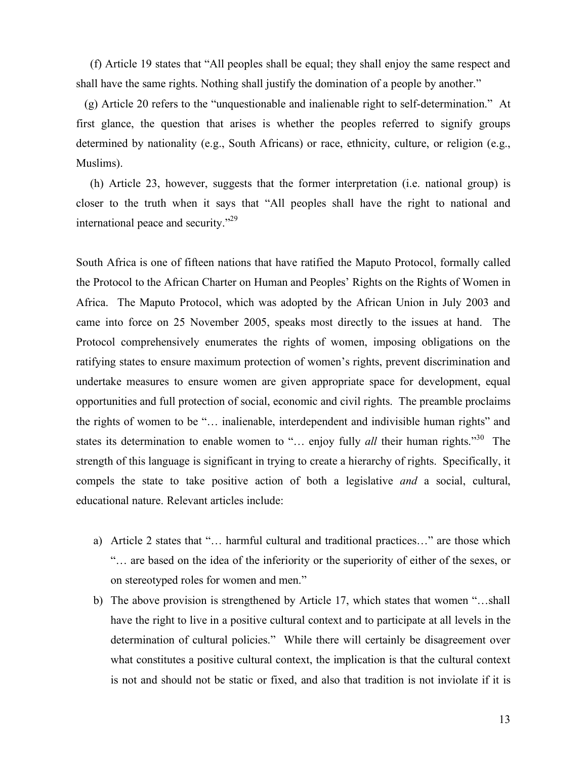(f) Article 19 states that "All peoples shall be equal; they shall enjoy the same respect and shall have the same rights. Nothing shall justify the domination of a people by another."

(g) Article 20 refers to the "unquestionable and inalienable right to self-determination." At first glance, the question that arises is whether the peoples referred to signify groups determined by nationality (e.g., South Africans) or race, ethnicity, culture, or religion (e.g., Muslims).

(h) Article 23, however, suggests that the former interpretation (i.e. national group) is closer to the truth when it says that "All peoples shall have the right to national and international peace and security."[29]

South Africa is one of fifteen nations that have ratified the Maputo Protocol, formally called the Protocol to the African Charter on Human and Peoples' Rights on the Rights of Women in Africa. The Maputo Protocol, which was adopted by the African Union in July 2003 and came into force on 25 November 2005, speaks most directly to the issues at hand. The Protocol comprehensively enumerates the rights of women, imposing obligations on the ratifying states to ensure maximum protection of women's rights, prevent discrimination and undertake measures to ensure women are given appropriate space for development, equal opportunities and full protection of social, economic and civil rights. The preamble proclaims the rights of women to be "… inalienable, interdependent and indivisible human rights" and states its determination to enable women to "… enjoy fully *all* their human rights."[30] The strength of this language is significant in trying to create a hierarchy of rights. Specifically, it compels the state to take positive action of both a legislative *and* a social, cultural, educational nature. Relevant articles include:

a) Article 2 states that "… harmful cultural and traditional practices…" are those which "… are based on the idea of the inferiority or the superiority of either of the sexes, or on stereotyped roles for women and men."

b) The above provision is strengthened by Article 17, which states that women "…shall have the right to live in a positive cultural context and to participate at all levels in the determination of cultural policies." While there will certainly be disagreement over what constitutes a positive cultural context, the implication is that the cultural context is not and should not be static or fixed, and also that tradition is not inviolate if it is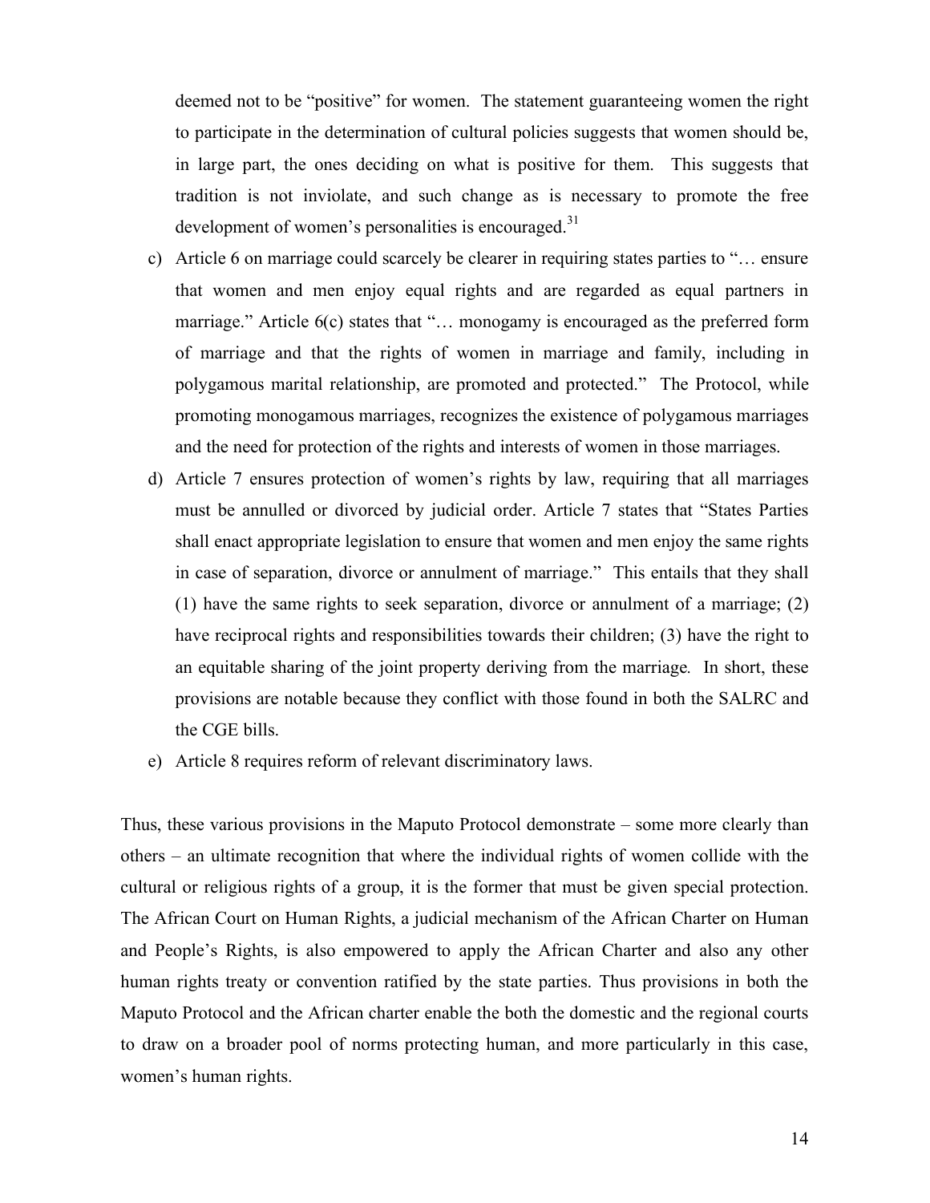deemed not to be "positive" for women. The statement guaranteeing women the right to participate in the determination of cultural policies suggests that women should be, in large part, the ones deciding on what is positive for them. This suggests that tradition is not inviolate, and such change as is necessary to promote the free development of women's personalities is encouraged.[31]

c) Article 6 on marriage could scarcely be clearer in requiring states parties to "… ensure that women and men enjoy equal rights and are regarded as equal partners in marriage." Article 6(c) states that "… monogamy is encouraged as the preferred form of marriage and that the rights of women in marriage and family, including in polygamous marital relationship, are promoted and protected." The Protocol, while promoting monogamous marriages, recognizes the existence of polygamous marriages and the need for protection of the rights and interests of women in those marriages.

d) Article 7 ensures protection of women's rights by law, requiring that all marriages must be annulled or divorced by judicial order. Article 7 states that "States Parties shall enact appropriate legislation to ensure that women and men enjoy the same rights in case of separation, divorce or annulment of marriage." This entails that they shall (1) have the same rights to seek separation, divorce or annulment of a marriage; (2) have reciprocal rights and responsibilities towards their children; (3) have the right to an equitable sharing of the joint property deriving from the marriage. In short, these provisions are notable because they conflict with those found in both the SALRC and the CGE bills.

e) Article 8 requires reform of relevant discriminatory laws.

Thus, these various provisions in the Maputo Protocol demonstrate – some more clearly than others – an ultimate recognition that where the individual rights of women collide with the cultural or religious rights of a group, it is the former that must be given special protection. The African Court on Human Rights, a judicial mechanism of the African Charter on Human and People's Rights, is also empowered to apply the African Charter and also any other human rights treaty or convention ratified by the state parties. Thus provisions in both the Maputo Protocol and the African charter enable the both the domestic and the regional courts to draw on a broader pool of norms protecting human, and more particularly in this case, women's human rights.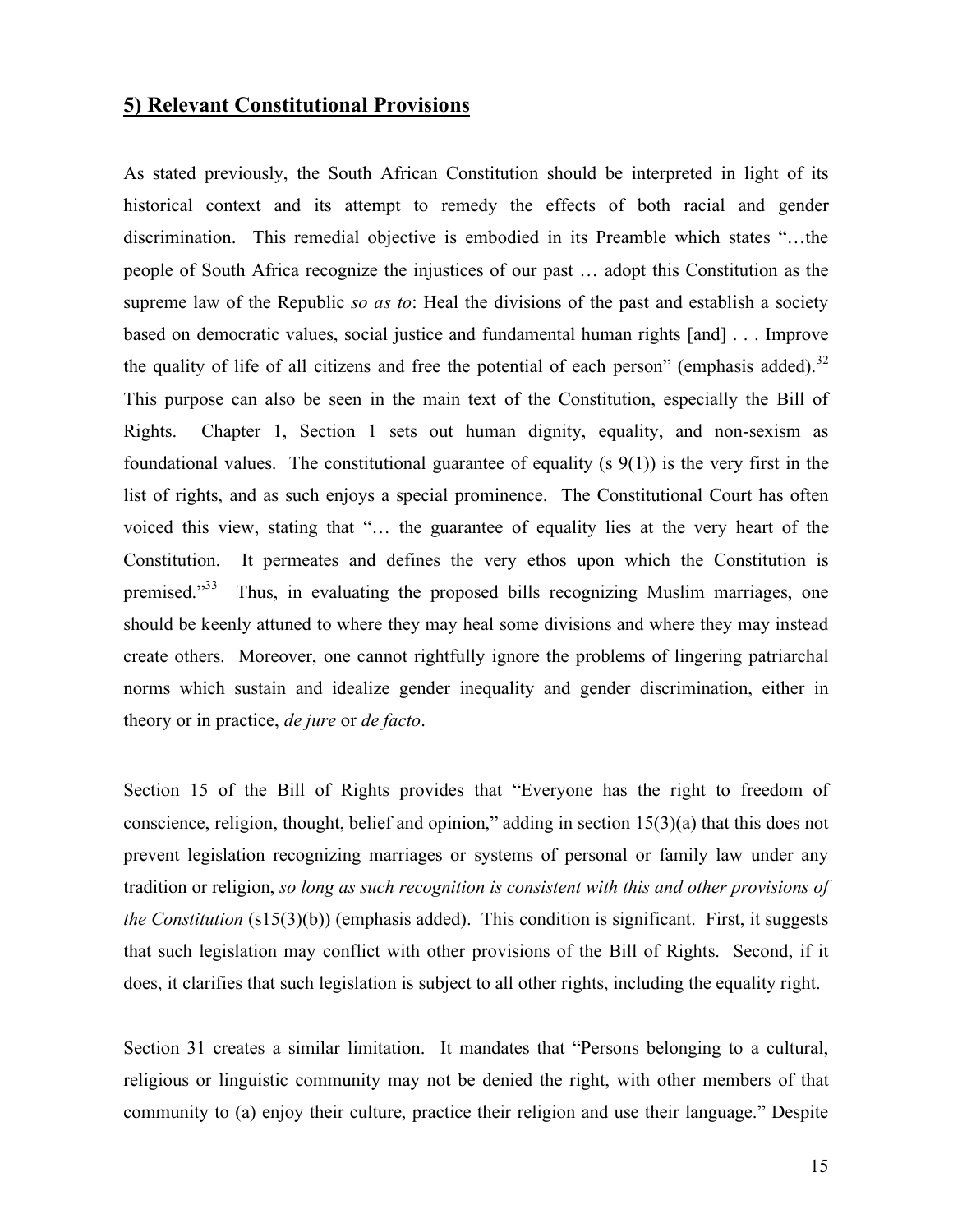## 5) Relevant Constitutional Provisions

As stated previously, the South African Constitution should be interpreted in light of its historical context and its attempt to remedy the effects of both racial and gender discrimination. This remedial objective is embodied in its Preamble which states "…the people of South Africa recognize the injustices of our past … adopt this Constitution as the supreme law of the Republic *so as to*: Heal the divisions of the past and establish a society based on democratic values, social justice and fundamental human rights [and] . . . Improve the quality of life of all citizens and free the potential of each person" (emphasis added).[32] This purpose can also be seen in the main text of the Constitution, especially the Bill of Rights. Chapter 1, Section 1 sets out human dignity, equality, and non-sexism as foundational values. The constitutional guarantee of equality (s 9(1)) is the very first in the list of rights, and as such enjoys a special prominence. The Constitutional Court has often voiced this view, stating that "… the guarantee of equality lies at the very heart of the Constitution. It permeates and defines the very ethos upon which the Constitution is premised."[33] Thus, in evaluating the proposed bills recognizing Muslim marriages, one should be keenly attuned to where they may heal some divisions and where they may instead create others. Moreover, one cannot rightfully ignore the problems of lingering patriarchal norms which sustain and idealize gender inequality and gender discrimination, either in theory or in practice, *de jure* or *de facto*.

Section 15 of the Bill of Rights provides that "Everyone has the right to freedom of conscience, religion, thought, belief and opinion," adding in section 15(3)(a) that this does not prevent legislation recognizing marriages or systems of personal or family law under any tradition or religion, *so long as such recognition is consistent with this and other provisions of the Constitution* (s15(3)(b)) (emphasis added). This condition is significant. First, it suggests that such legislation may conflict with other provisions of the Bill of Rights. Second, if it does, it clarifies that such legislation is subject to all other rights, including the equality right.

Section 31 creates a similar limitation. It mandates that "Persons belonging to a cultural, religious or linguistic community may not be denied the right, with other members of that community to (a) enjoy their culture, practice their religion and use their language." Despite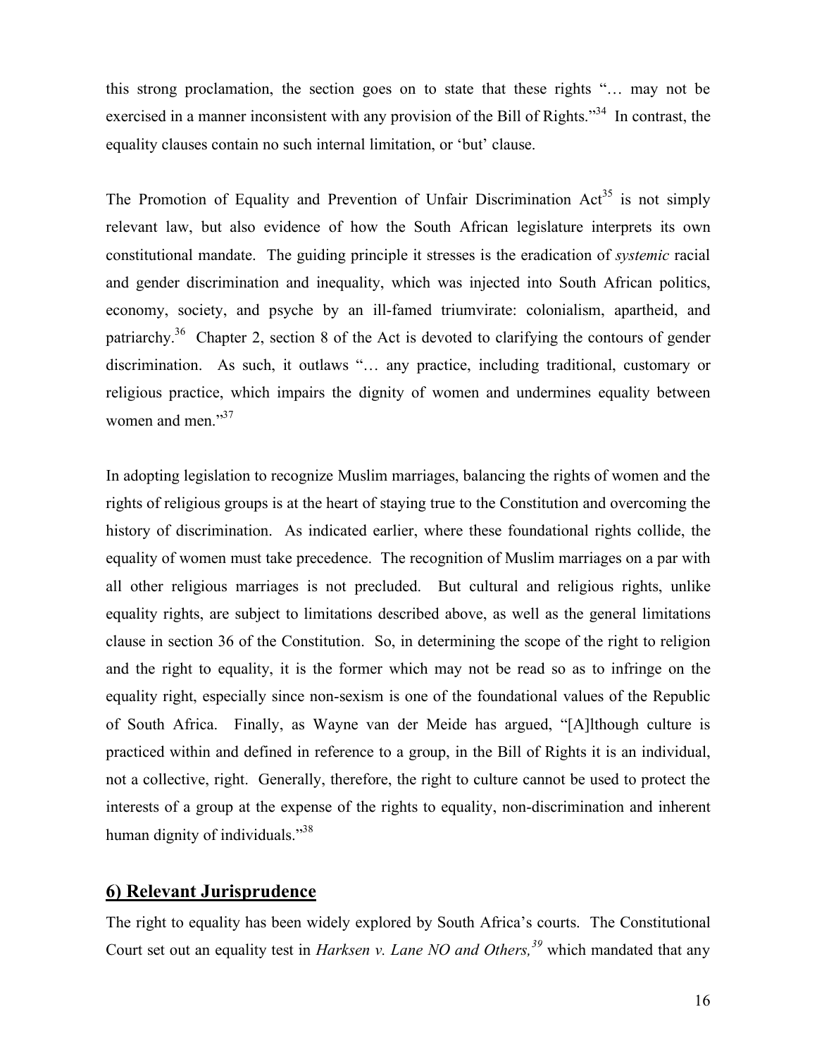this strong proclamation, the section goes on to state that these rights "… may not be exercised in a manner inconsistent with any provision of the Bill of Rights."[34] In contrast, the equality clauses contain no such internal limitation, or 'but' clause.

The Promotion of Equality and Prevention of Unfair Discrimination Act[35] is not simply relevant law, but also evidence of how the South African legislature interprets its own constitutional mandate. The guiding principle it stresses is the eradication of *systemic* racial and gender discrimination and inequality, which was injected into South African politics, economy, society, and psyche by an ill-famed triumvirate: colonialism, apartheid, and patriarchy.[36] Chapter 2, section 8 of the Act is devoted to clarifying the contours of gender discrimination. As such, it outlaws "… any practice, including traditional, customary or religious practice, which impairs the dignity of women and undermines equality between women and men."[37]

In adopting legislation to recognize Muslim marriages, balancing the rights of women and the rights of religious groups is at the heart of staying true to the Constitution and overcoming the history of discrimination. As indicated earlier, where these foundational rights collide, the equality of women must take precedence. The recognition of Muslim marriages on a par with all other religious marriages is not precluded. But cultural and religious rights, unlike equality rights, are subject to limitations described above, as well as the general limitations clause in section 36 of the Constitution. So, in determining the scope of the right to religion and the right to equality, it is the former which may not be read so as to infringe on the equality right, especially since non-sexism is one of the foundational values of the Republic of South Africa. Finally, as Wayne van der Meide has argued, "[A]lthough culture is practiced within and defined in reference to a group, in the Bill of Rights it is an individual, not a collective, right. Generally, therefore, the right to culture cannot be used to protect the interests of a group at the expense of the rights to equality, non-discrimination and inherent human dignity of individuals."[38]

## 6) Relevant Jurisprudence

The right to equality has been widely explored by South Africa's courts. The Constitutional Court set out an equality test in *Harksen v. Lane NO and Others,*[39] which mandated that any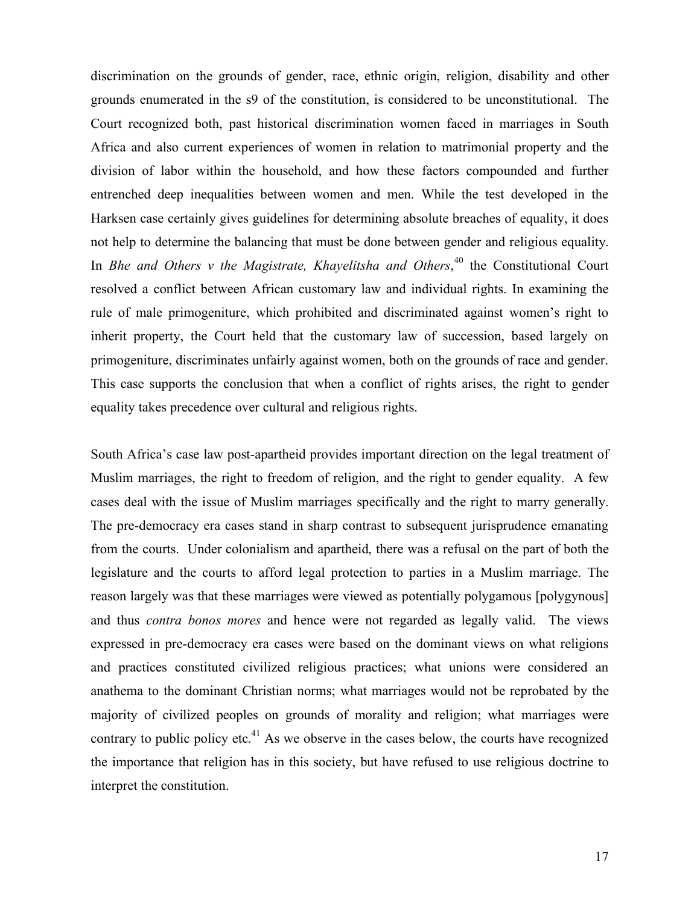discrimination on the grounds of gender, race, ethnic origin, religion, disability and other grounds enumerated in the s9 of the constitution, is considered to be unconstitutional. The Court recognized both, past historical discrimination women faced in marriages in South Africa and also current experiences of women in relation to matrimonial property and the division of labor within the household, and how these factors compounded and further entrenched deep inequalities between women and men. While the test developed in the Harksen case certainly gives guidelines for determining absolute breaches of equality, it does not help to determine the balancing that must be done between gender and religious equality. In *Bhe and Others v the Magistrate, Khayelitsha and Others*,[40] the Constitutional Court resolved a conflict between African customary law and individual rights. In examining the rule of male primogeniture, which prohibited and discriminated against women's right to inherit property, the Court held that the customary law of succession, based largely on primogeniture, discriminates unfairly against women, both on the grounds of race and gender. This case supports the conclusion that when a conflict of rights arises, the right to gender equality takes precedence over cultural and religious rights.

South Africa's case law post-apartheid provides important direction on the legal treatment of Muslim marriages, the right to freedom of religion, and the right to gender equality. A few cases deal with the issue of Muslim marriages specifically and the right to marry generally. The pre-democracy era cases stand in sharp contrast to subsequent jurisprudence emanating from the courts. Under colonialism and apartheid, there was a refusal on the part of both the legislature and the courts to afford legal protection to parties in a Muslim marriage. The reason largely was that these marriages were viewed as potentially polygamous [polygynous] and thus *contra bonos mores* and hence were not regarded as legally valid. The views expressed in pre-democracy era cases were based on the dominant views on what religions and practices constituted civilized religious practices; what unions were considered an anathema to the dominant Christian norms; what marriages would not be reprobated by the majority of civilized peoples on grounds of morality and religion; what marriages were contrary to public policy etc.[41] As we observe in the cases below, the courts have recognized the importance that religion has in this society, but have refused to use religious doctrine to interpret the constitution.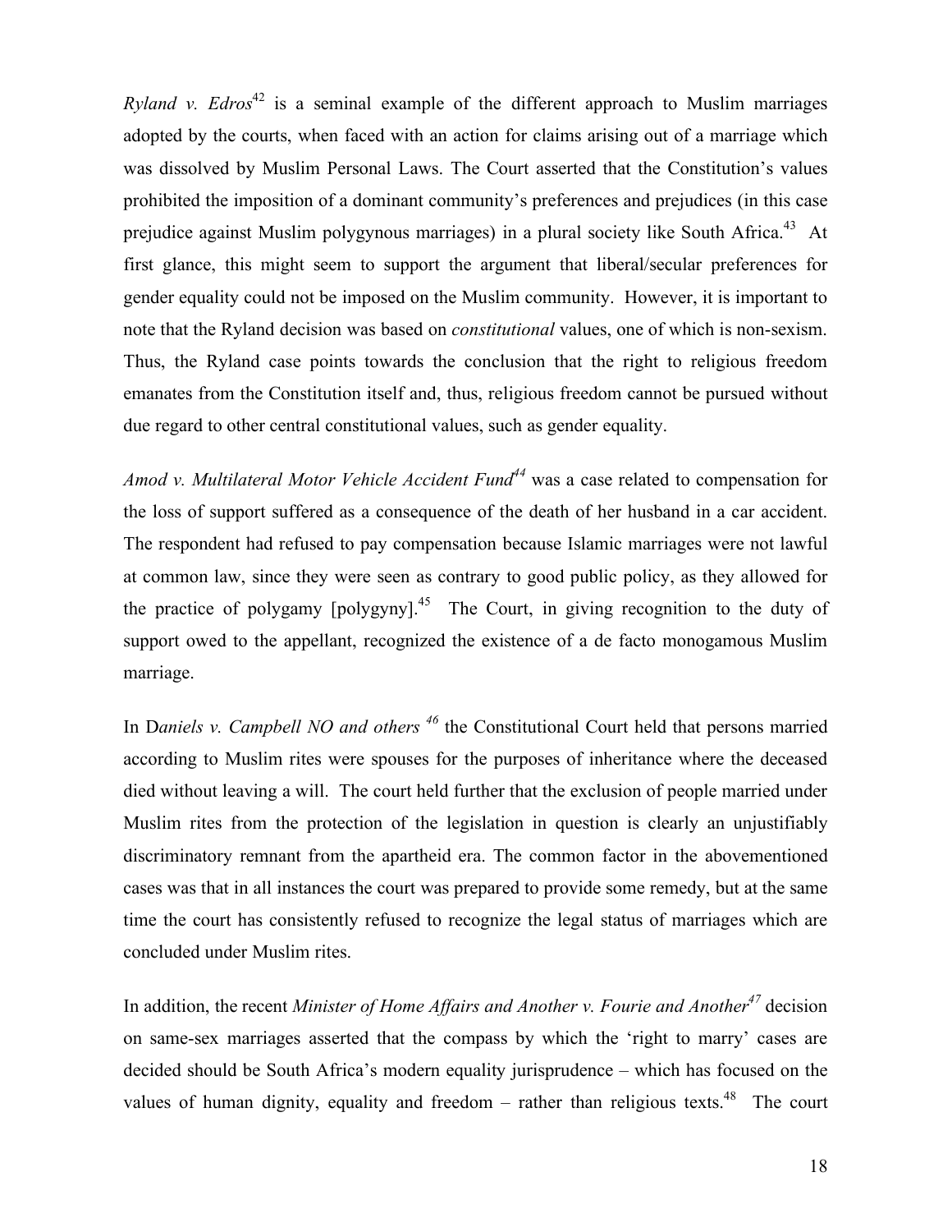*Ryland v. Edros*[42] is a seminal example of the different approach to Muslim marriages adopted by the courts, when faced with an action for claims arising out of a marriage which was dissolved by Muslim Personal Laws. The Court asserted that the Constitution's values prohibited the imposition of a dominant community's preferences and prejudices (in this case prejudice against Muslim polygynous marriages) in a plural society like South Africa.[43] At first glance, this might seem to support the argument that liberal/secular preferences for gender equality could not be imposed on the Muslim community. However, it is important to note that the Ryland decision was based on *constitutional* values, one of which is non-sexism. Thus, the Ryland case points towards the conclusion that the right to religious freedom emanates from the Constitution itself and, thus, religious freedom cannot be pursued without due regard to other central constitutional values, such as gender equality.

*Amod v. Multilateral Motor Vehicle Accident Fund*[44] was a case related to compensation for the loss of support suffered as a consequence of the death of her husband in a car accident. The respondent had refused to pay compensation because Islamic marriages were not lawful at common law, since they were seen as contrary to good public policy, as they allowed for the practice of polygamy [polygyny].[45] The Court, in giving recognition to the duty of support owed to the appellant, recognized the existence of a de facto monogamous Muslim marriage.

In D*aniels v. Campbell NO and others* [46] the Constitutional Court held that persons married according to Muslim rites were spouses for the purposes of inheritance where the deceased died without leaving a will. The court held further that the exclusion of people married under Muslim rites from the protection of the legislation in question is clearly an unjustifiably discriminatory remnant from the apartheid era. The common factor in the abovementioned cases was that in all instances the court was prepared to provide some remedy, but at the same time the court has consistently refused to recognize the legal status of marriages which are concluded under Muslim rites.

In addition, the recent *Minister of Home Affairs and Another v. Fourie and Another*[47] decision on same-sex marriages asserted that the compass by which the 'right to marry' cases are decided should be South Africa's modern equality jurisprudence – which has focused on the values of human dignity, equality and freedom – rather than religious texts.[48] The court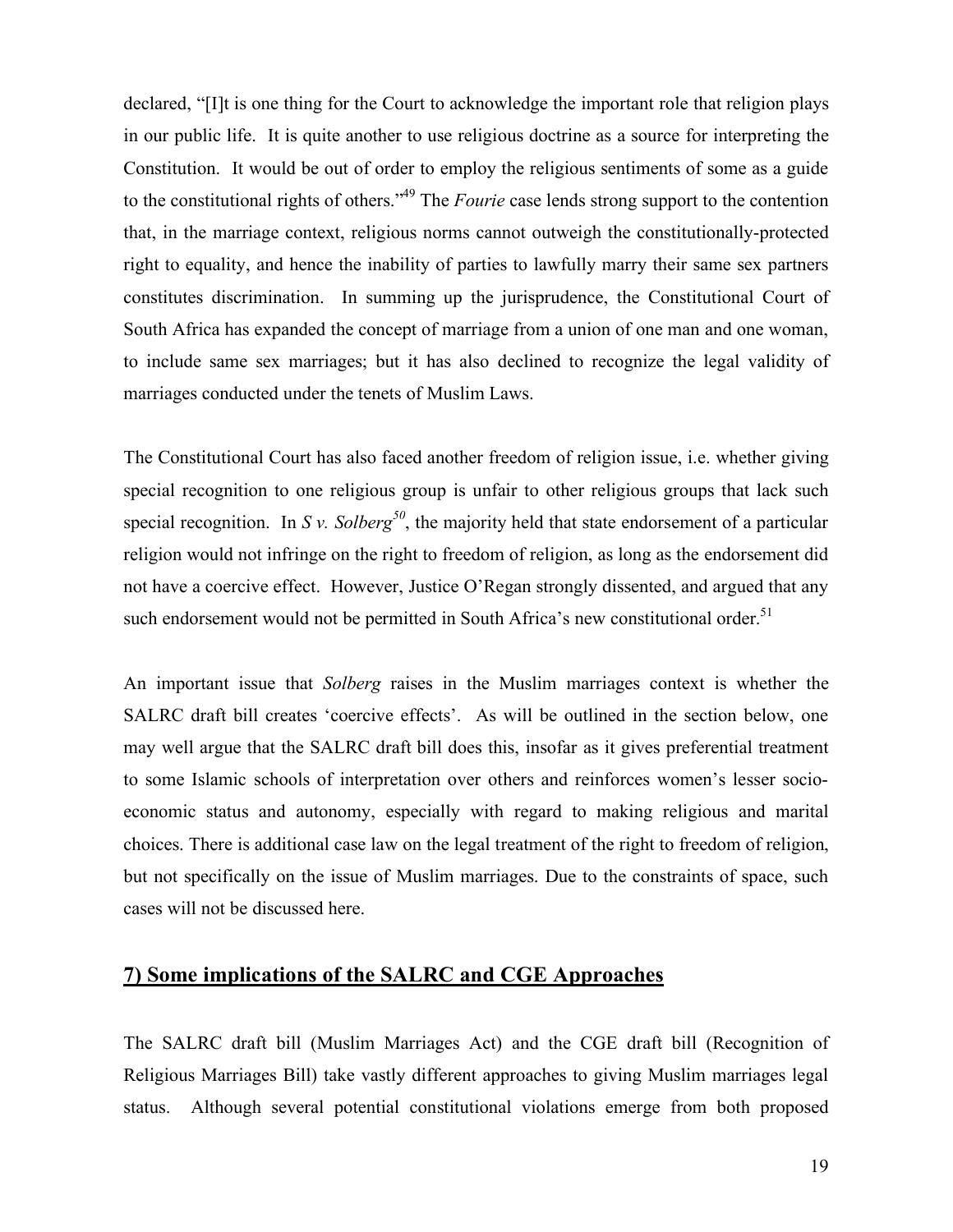declared, "[I]t is one thing for the Court to acknowledge the important role that religion plays in our public life. It is quite another to use religious doctrine as a source for interpreting the Constitution. It would be out of order to employ the religious sentiments of some as a guide to the constitutional rights of others."[49] The *Fourie* case lends strong support to the contention that, in the marriage context, religious norms cannot outweigh the constitutionally-protected right to equality, and hence the inability of parties to lawfully marry their same sex partners constitutes discrimination. In summing up the jurisprudence, the Constitutional Court of South Africa has expanded the concept of marriage from a union of one man and one woman, to include same sex marriages; but it has also declined to recognize the legal validity of marriages conducted under the tenets of Muslim Laws.

The Constitutional Court has also faced another freedom of religion issue, i.e. whether giving special recognition to one religious group is unfair to other religious groups that lack such special recognition. In *S v. Solberg*[50], the majority held that state endorsement of a particular religion would not infringe on the right to freedom of religion, as long as the endorsement did not have a coercive effect. However, Justice O'Regan strongly dissented, and argued that any such endorsement would not be permitted in South Africa's new constitutional order.[51]

An important issue that *Solberg* raises in the Muslim marriages context is whether the SALRC draft bill creates 'coercive effects'. As will be outlined in the section below, one may well argue that the SALRC draft bill does this, insofar as it gives preferential treatment to some Islamic schools of interpretation over others and reinforces women's lesser socio-economic status and autonomy, especially with regard to making religious and marital choices. There is additional case law on the legal treatment of the right to freedom of religion, but not specifically on the issue of Muslim marriages. Due to the constraints of space, such cases will not be discussed here.

## 7) Some implications of the SALRC and CGE Approaches

The SALRC draft bill (Muslim Marriages Act) and the CGE draft bill (Recognition of Religious Marriages Bill) take vastly different approaches to giving Muslim marriages legal status. Although several potential constitutional violations emerge from both proposed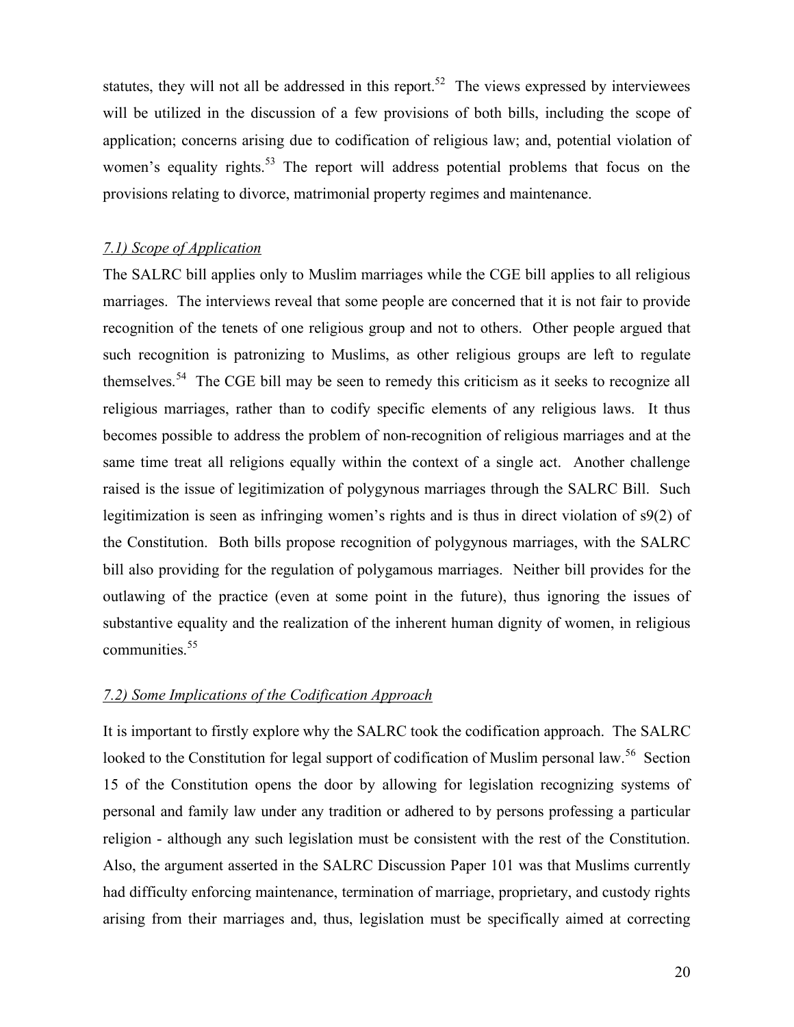statutes, they will not all be addressed in this report.[52] The views expressed by interviewees will be utilized in the discussion of a few provisions of both bills, including the scope of application; concerns arising due to codification of religious law; and, potential violation of women's equality rights.[53] The report will address potential problems that focus on the provisions relating to divorce, matrimonial property regimes and maintenance.

### *7.1) Scope of Application*

The SALRC bill applies only to Muslim marriages while the CGE bill applies to all religious marriages. The interviews reveal that some people are concerned that it is not fair to provide recognition of the tenets of one religious group and not to others. Other people argued that such recognition is patronizing to Muslims, as other religious groups are left to regulate themselves.[54] The CGE bill may be seen to remedy this criticism as it seeks to recognize all religious marriages, rather than to codify specific elements of any religious laws. It thus becomes possible to address the problem of non-recognition of religious marriages and at the same time treat all religions equally within the context of a single act. Another challenge raised is the issue of legitimization of polygynous marriages through the SALRC Bill. Such legitimization is seen as infringing women's rights and is thus in direct violation of s9(2) of the Constitution. Both bills propose recognition of polygynous marriages, with the SALRC bill also providing for the regulation of polygamous marriages. Neither bill provides for the outlawing of the practice (even at some point in the future), thus ignoring the issues of substantive equality and the realization of the inherent human dignity of women, in religious communities.[55]

### *7.2) Some Implications of the Codification Approach*

It is important to firstly explore why the SALRC took the codification approach. The SALRC looked to the Constitution for legal support of codification of Muslim personal law.[56] Section 15 of the Constitution opens the door by allowing for legislation recognizing systems of personal and family law under any tradition or adhered to by persons professing a particular religion - although any such legislation must be consistent with the rest of the Constitution. Also, the argument asserted in the SALRC Discussion Paper 101 was that Muslims currently had difficulty enforcing maintenance, termination of marriage, proprietary, and custody rights arising from their marriages and, thus, legislation must be specifically aimed at correcting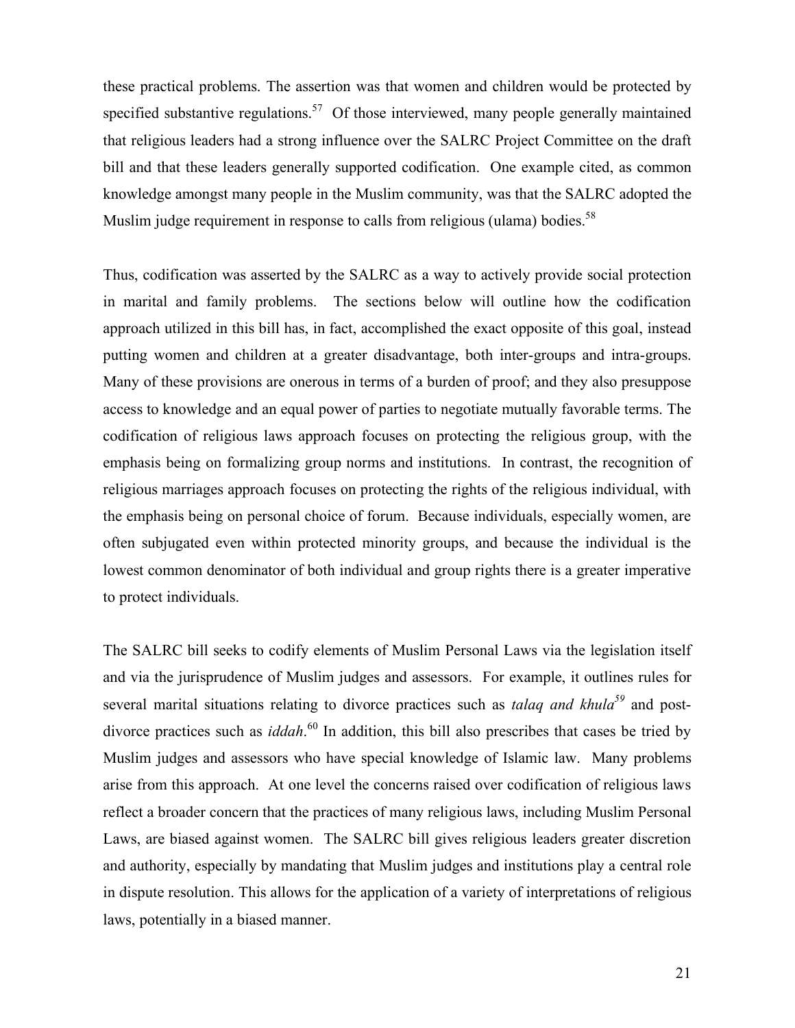these practical problems. The assertion was that women and children would be protected by specified substantive regulations.[57] Of those interviewed, many people generally maintained that religious leaders had a strong influence over the SALRC Project Committee on the draft bill and that these leaders generally supported codification. One example cited, as common knowledge amongst many people in the Muslim community, was that the SALRC adopted the Muslim judge requirement in response to calls from religious (ulama) bodies.[58]

Thus, codification was asserted by the SALRC as a way to actively provide social protection in marital and family problems. The sections below will outline how the codification approach utilized in this bill has, in fact, accomplished the exact opposite of this goal, instead putting women and children at a greater disadvantage, both inter-groups and intra-groups. Many of these provisions are onerous in terms of a burden of proof; and they also presuppose access to knowledge and an equal power of parties to negotiate mutually favorable terms. The codification of religious laws approach focuses on protecting the religious group, with the emphasis being on formalizing group norms and institutions. In contrast, the recognition of religious marriages approach focuses on protecting the rights of the religious individual, with the emphasis being on personal choice of forum. Because individuals, especially women, are often subjugated even within protected minority groups, and because the individual is the lowest common denominator of both individual and group rights there is a greater imperative to protect individuals.

The SALRC bill seeks to codify elements of Muslim Personal Laws via the legislation itself and via the jurisprudence of Muslim judges and assessors. For example, it outlines rules for several marital situations relating to divorce practices such as *talaq and khula*[59] and post-divorce practices such as *iddah*.[60] In addition, this bill also prescribes that cases be tried by Muslim judges and assessors who have special knowledge of Islamic law. Many problems arise from this approach. At one level the concerns raised over codification of religious laws reflect a broader concern that the practices of many religious laws, including Muslim Personal Laws, are biased against women. The SALRC bill gives religious leaders greater discretion and authority, especially by mandating that Muslim judges and institutions play a central role in dispute resolution. This allows for the application of a variety of interpretations of religious laws, potentially in a biased manner.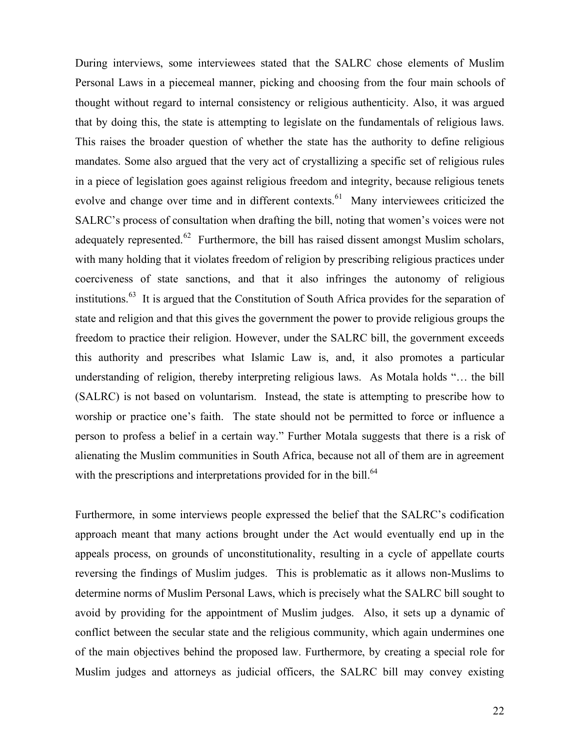During interviews, some interviewees stated that the SALRC chose elements of Muslim Personal Laws in a piecemeal manner, picking and choosing from the four main schools of thought without regard to internal consistency or religious authenticity. Also, it was argued that by doing this, the state is attempting to legislate on the fundamentals of religious laws. This raises the broader question of whether the state has the authority to define religious mandates. Some also argued that the very act of crystallizing a specific set of religious rules in a piece of legislation goes against religious freedom and integrity, because religious tenets evolve and change over time and in different contexts.[61] Many interviewees criticized the SALRC's process of consultation when drafting the bill, noting that women's voices were not adequately represented.[62] Furthermore, the bill has raised dissent amongst Muslim scholars, with many holding that it violates freedom of religion by prescribing religious practices under coerciveness of state sanctions, and that it also infringes the autonomy of religious institutions.[63] It is argued that the Constitution of South Africa provides for the separation of state and religion and that this gives the government the power to provide religious groups the freedom to practice their religion. However, under the SALRC bill, the government exceeds this authority and prescribes what Islamic Law is, and, it also promotes a particular understanding of religion, thereby interpreting religious laws. As Motala holds "… the bill (SALRC) is not based on voluntarism. Instead, the state is attempting to prescribe how to worship or practice one's faith. The state should not be permitted to force or influence a person to profess a belief in a certain way." Further Motala suggests that there is a risk of alienating the Muslim communities in South Africa, because not all of them are in agreement with the prescriptions and interpretations provided for in the bill.[64]

Furthermore, in some interviews people expressed the belief that the SALRC's codification approach meant that many actions brought under the Act would eventually end up in the appeals process, on grounds of unconstitutionality, resulting in a cycle of appellate courts reversing the findings of Muslim judges. This is problematic as it allows non-Muslims to determine norms of Muslim Personal Laws, which is precisely what the SALRC bill sought to avoid by providing for the appointment of Muslim judges. Also, it sets up a dynamic of conflict between the secular state and the religious community, which again undermines one of the main objectives behind the proposed law. Furthermore, by creating a special role for Muslim judges and attorneys as judicial officers, the SALRC bill may convey existing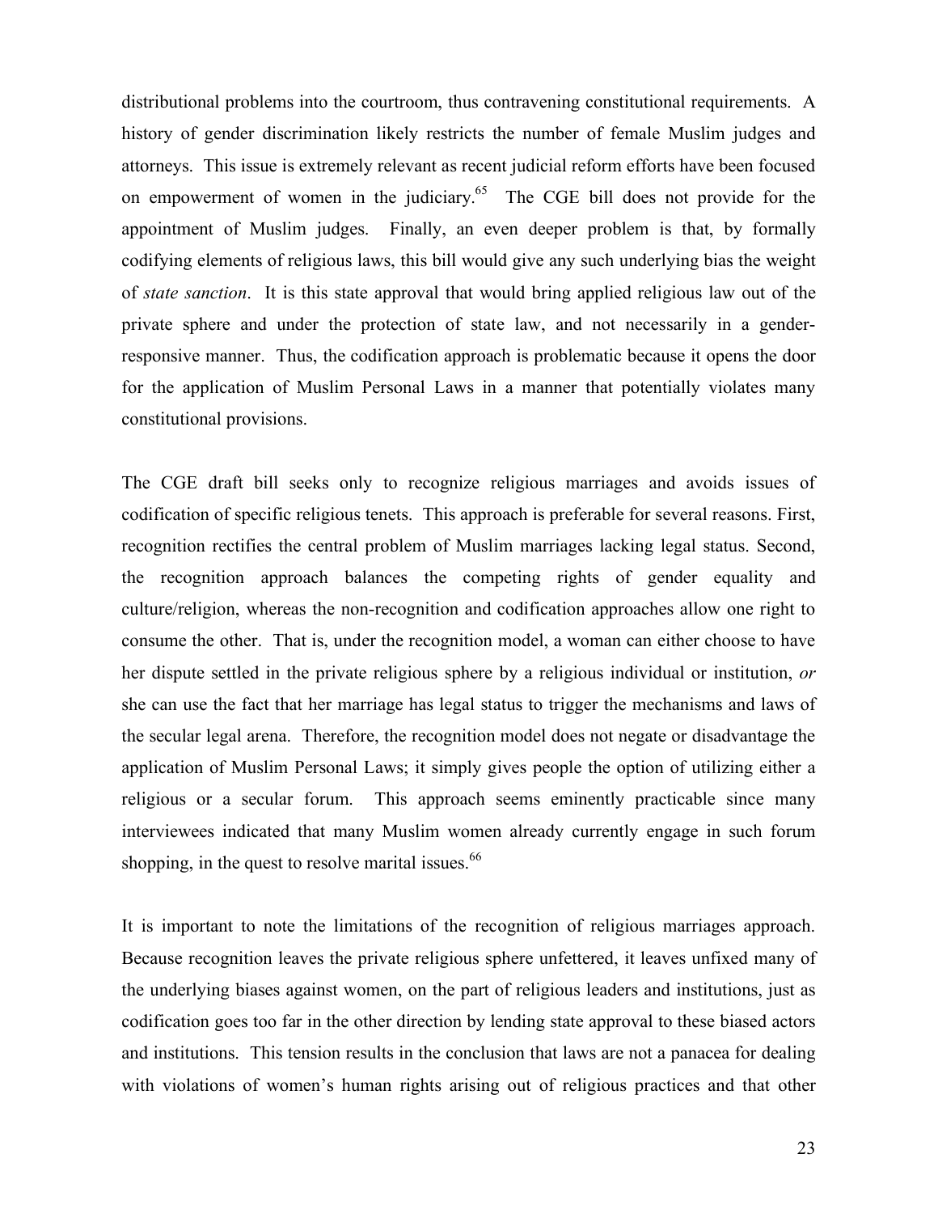distributional problems into the courtroom, thus contravening constitutional requirements. A history of gender discrimination likely restricts the number of female Muslim judges and attorneys. This issue is extremely relevant as recent judicial reform efforts have been focused on empowerment of women in the judiciary.[65] The CGE bill does not provide for the appointment of Muslim judges. Finally, an even deeper problem is that, by formally codifying elements of religious laws, this bill would give any such underlying bias the weight of *state sanction*. It is this state approval that would bring applied religious law out of the private sphere and under the protection of state law, and not necessarily in a gender-responsive manner. Thus, the codification approach is problematic because it opens the door for the application of Muslim Personal Laws in a manner that potentially violates many constitutional provisions.

The CGE draft bill seeks only to recognize religious marriages and avoids issues of codification of specific religious tenets. This approach is preferable for several reasons. First, recognition rectifies the central problem of Muslim marriages lacking legal status. Second, the recognition approach balances the competing rights of gender equality and culture/religion, whereas the non-recognition and codification approaches allow one right to consume the other. That is, under the recognition model, a woman can either choose to have her dispute settled in the private religious sphere by a religious individual or institution, *or* she can use the fact that her marriage has legal status to trigger the mechanisms and laws of the secular legal arena. Therefore, the recognition model does not negate or disadvantage the application of Muslim Personal Laws; it simply gives people the option of utilizing either a religious or a secular forum. This approach seems eminently practicable since many interviewees indicated that many Muslim women already currently engage in such forum shopping, in the quest to resolve marital issues.[66]

It is important to note the limitations of the recognition of religious marriages approach. Because recognition leaves the private religious sphere unfettered, it leaves unfixed many of the underlying biases against women, on the part of religious leaders and institutions, just as codification goes too far in the other direction by lending state approval to these biased actors and institutions. This tension results in the conclusion that laws are not a panacea for dealing with violations of women's human rights arising out of religious practices and that other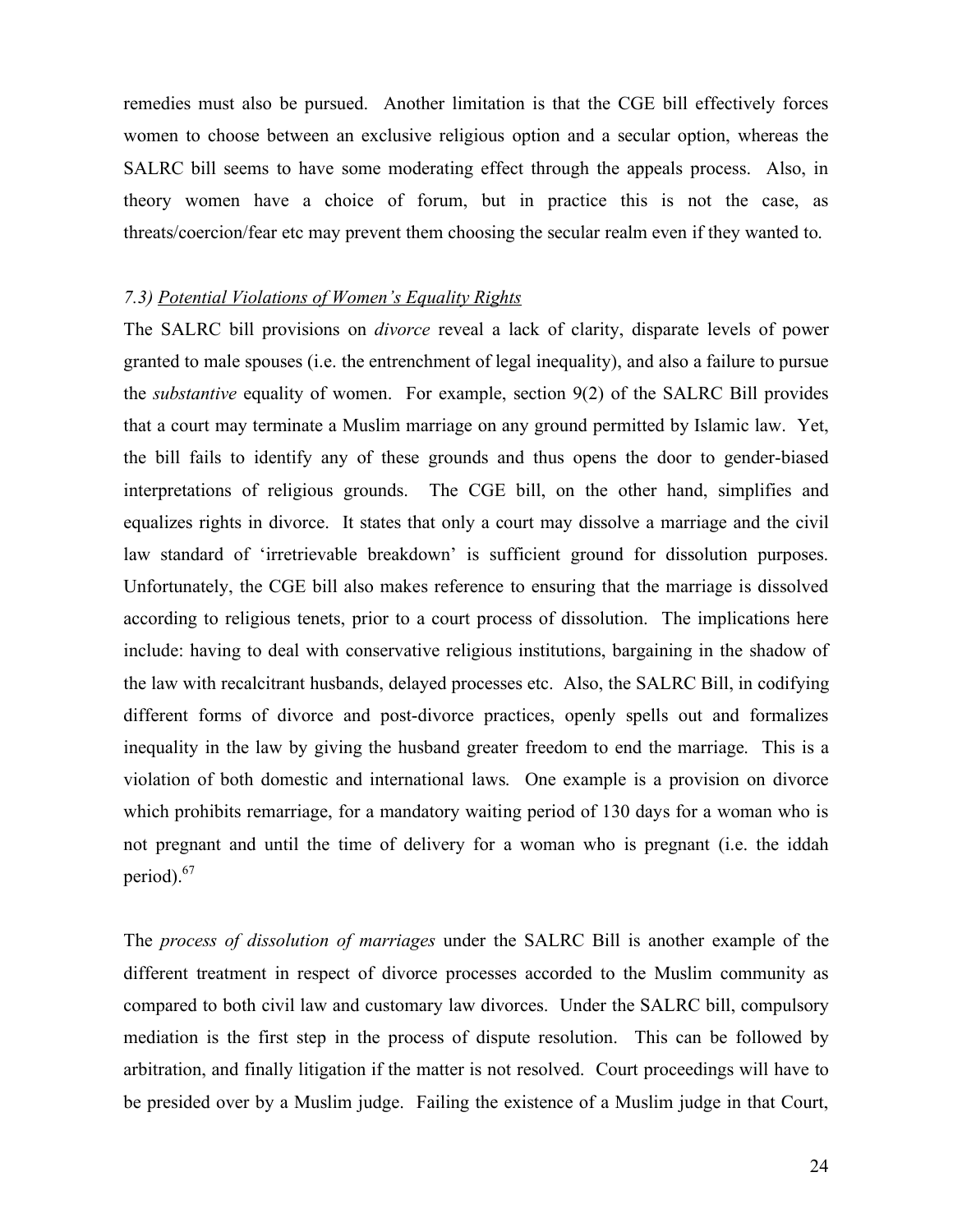remedies must also be pursued. Another limitation is that the CGE bill effectively forces women to choose between an exclusive religious option and a secular option, whereas the SALRC bill seems to have some moderating effect through the appeals process. Also, in theory women have a choice of forum, but in practice this is not the case, as threats/coercion/fear etc may prevent them choosing the secular realm even if they wanted to.

### *7.3) Potential Violations of Women's Equality Rights*

The SALRC bill provisions on *divorce* reveal a lack of clarity, disparate levels of power granted to male spouses (i.e. the entrenchment of legal inequality), and also a failure to pursue the *substantive* equality of women. For example, section 9(2) of the SALRC Bill provides that a court may terminate a Muslim marriage on any ground permitted by Islamic law. Yet, the bill fails to identify any of these grounds and thus opens the door to gender-biased interpretations of religious grounds. The CGE bill, on the other hand, simplifies and equalizes rights in divorce. It states that only a court may dissolve a marriage and the civil law standard of 'irretrievable breakdown' is sufficient ground for dissolution purposes. Unfortunately, the CGE bill also makes reference to ensuring that the marriage is dissolved according to religious tenets, prior to a court process of dissolution. The implications here include: having to deal with conservative religious institutions, bargaining in the shadow of the law with recalcitrant husbands, delayed processes etc. Also, the SALRC Bill, in codifying different forms of divorce and post-divorce practices, openly spells out and formalizes inequality in the law by giving the husband greater freedom to end the marriage. This is a violation of both domestic and international laws. One example is a provision on divorce which prohibits remarriage, for a mandatory waiting period of 130 days for a woman who is not pregnant and until the time of delivery for a woman who is pregnant (i.e. the iddah period).[67]

The *process of dissolution of marriages* under the SALRC Bill is another example of the different treatment in respect of divorce processes accorded to the Muslim community as compared to both civil law and customary law divorces. Under the SALRC bill, compulsory mediation is the first step in the process of dispute resolution. This can be followed by arbitration, and finally litigation if the matter is not resolved. Court proceedings will have to be presided over by a Muslim judge. Failing the existence of a Muslim judge in that Court,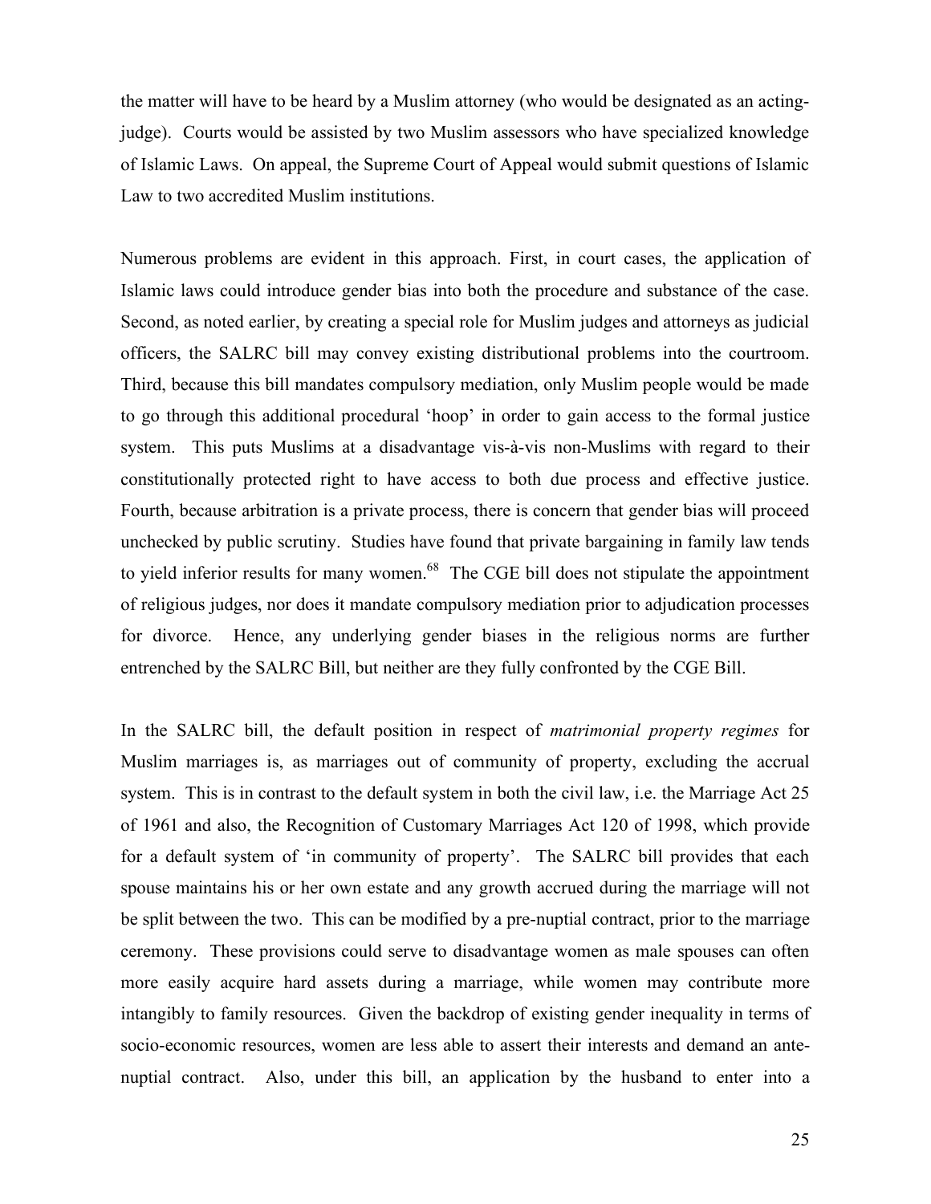the matter will have to be heard by a Muslim attorney (who would be designated as an acting-judge). Courts would be assisted by two Muslim assessors who have specialized knowledge of Islamic Laws. On appeal, the Supreme Court of Appeal would submit questions of Islamic Law to two accredited Muslim institutions.

Numerous problems are evident in this approach. First, in court cases, the application of Islamic laws could introduce gender bias into both the procedure and substance of the case. Second, as noted earlier, by creating a special role for Muslim judges and attorneys as judicial officers, the SALRC bill may convey existing distributional problems into the courtroom. Third, because this bill mandates compulsory mediation, only Muslim people would be made to go through this additional procedural 'hoop' in order to gain access to the formal justice system. This puts Muslims at a disadvantage vis-à-vis non-Muslims with regard to their constitutionally protected right to have access to both due process and effective justice. Fourth, because arbitration is a private process, there is concern that gender bias will proceed unchecked by public scrutiny. Studies have found that private bargaining in family law tends to yield inferior results for many women.[68] The CGE bill does not stipulate the appointment of religious judges, nor does it mandate compulsory mediation prior to adjudication processes for divorce. Hence, any underlying gender biases in the religious norms are further entrenched by the SALRC Bill, but neither are they fully confronted by the CGE Bill.

In the SALRC bill, the default position in respect of *matrimonial property regimes* for Muslim marriages is, as marriages out of community of property, excluding the accrual system. This is in contrast to the default system in both the civil law, i.e. the Marriage Act 25 of 1961 and also, the Recognition of Customary Marriages Act 120 of 1998, which provide for a default system of 'in community of property'. The SALRC bill provides that each spouse maintains his or her own estate and any growth accrued during the marriage will not be split between the two. This can be modified by a pre-nuptial contract, prior to the marriage ceremony. These provisions could serve to disadvantage women as male spouses can often more easily acquire hard assets during a marriage, while women may contribute more intangibly to family resources. Given the backdrop of existing gender inequality in terms of socio-economic resources, women are less able to assert their interests and demand an ante-nuptial contract. Also, under this bill, an application by the husband to enter into a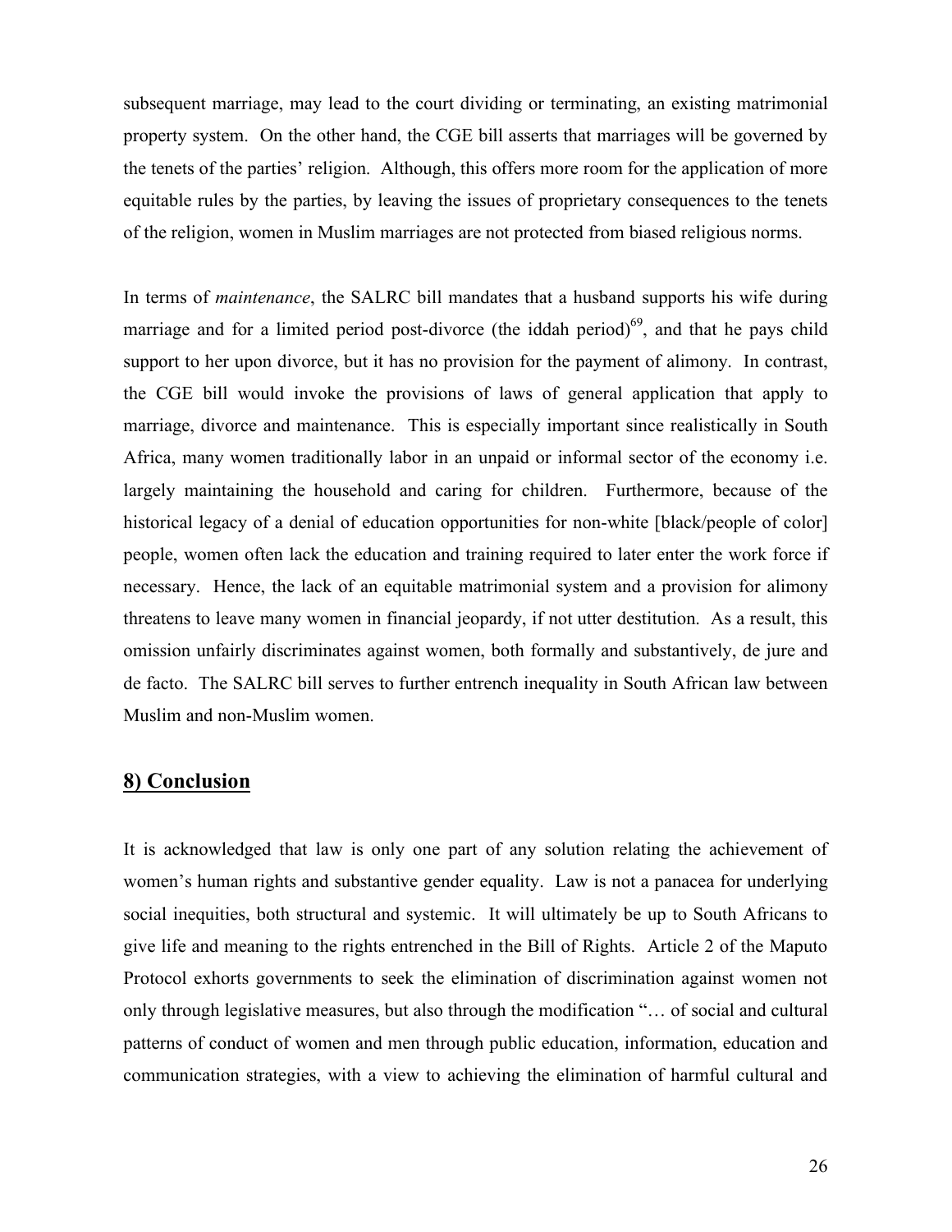subsequent marriage, may lead to the court dividing or terminating, an existing matrimonial property system. On the other hand, the CGE bill asserts that marriages will be governed by the tenets of the parties' religion. Although, this offers more room for the application of more equitable rules by the parties, by leaving the issues of proprietary consequences to the tenets of the religion, women in Muslim marriages are not protected from biased religious norms.

In terms of *maintenance*, the SALRC bill mandates that a husband supports his wife during marriage and for a limited period post-divorce (the iddah period)[69], and that he pays child support to her upon divorce, but it has no provision for the payment of alimony. In contrast, the CGE bill would invoke the provisions of laws of general application that apply to marriage, divorce and maintenance. This is especially important since realistically in South Africa, many women traditionally labor in an unpaid or informal sector of the economy i.e. largely maintaining the household and caring for children. Furthermore, because of the historical legacy of a denial of education opportunities for non-white [black/people of color] people, women often lack the education and training required to later enter the work force if necessary. Hence, the lack of an equitable matrimonial system and a provision for alimony threatens to leave many women in financial jeopardy, if not utter destitution. As a result, this omission unfairly discriminates against women, both formally and substantively, de jure and de facto. The SALRC bill serves to further entrench inequality in South African law between Muslim and non-Muslim women.

## 8) Conclusion

It is acknowledged that law is only one part of any solution relating the achievement of women's human rights and substantive gender equality. Law is not a panacea for underlying social inequities, both structural and systemic. It will ultimately be up to South Africans to give life and meaning to the rights entrenched in the Bill of Rights. Article 2 of the Maputo Protocol exhorts governments to seek the elimination of discrimination against women not only through legislative measures, but also through the modification "… of social and cultural patterns of conduct of women and men through public education, information, education and communication strategies, with a view to achieving the elimination of harmful cultural and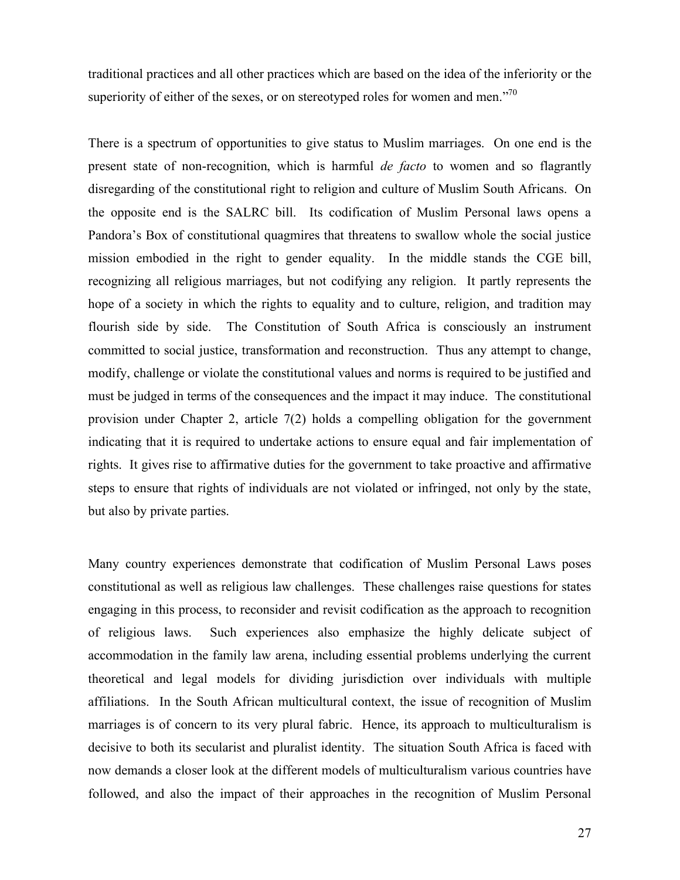traditional practices and all other practices which are based on the idea of the inferiority or the superiority of either of the sexes, or on stereotyped roles for women and men."[70]

There is a spectrum of opportunities to give status to Muslim marriages. On one end is the present state of non-recognition, which is harmful *de facto* to women and so flagrantly disregarding of the constitutional right to religion and culture of Muslim South Africans. On the opposite end is the SALRC bill. Its codification of Muslim Personal laws opens a Pandora's Box of constitutional quagmires that threatens to swallow whole the social justice mission embodied in the right to gender equality. In the middle stands the CGE bill, recognizing all religious marriages, but not codifying any religion. It partly represents the hope of a society in which the rights to equality and to culture, religion, and tradition may flourish side by side. The Constitution of South Africa is consciously an instrument committed to social justice, transformation and reconstruction. Thus any attempt to change, modify, challenge or violate the constitutional values and norms is required to be justified and must be judged in terms of the consequences and the impact it may induce. The constitutional provision under Chapter 2, article 7(2) holds a compelling obligation for the government indicating that it is required to undertake actions to ensure equal and fair implementation of rights. It gives rise to affirmative duties for the government to take proactive and affirmative steps to ensure that rights of individuals are not violated or infringed, not only by the state, but also by private parties.

Many country experiences demonstrate that codification of Muslim Personal Laws poses constitutional as well as religious law challenges. These challenges raise questions for states engaging in this process, to reconsider and revisit codification as the approach to recognition of religious laws. Such experiences also emphasize the highly delicate subject of accommodation in the family law arena, including essential problems underlying the current theoretical and legal models for dividing jurisdiction over individuals with multiple affiliations. In the South African multicultural context, the issue of recognition of Muslim marriages is of concern to its very plural fabric. Hence, its approach to multiculturalism is decisive to both its secularist and pluralist identity. The situation South Africa is faced with now demands a closer look at the different models of multiculturalism various countries have followed, and also the impact of their approaches in the recognition of Muslim Personal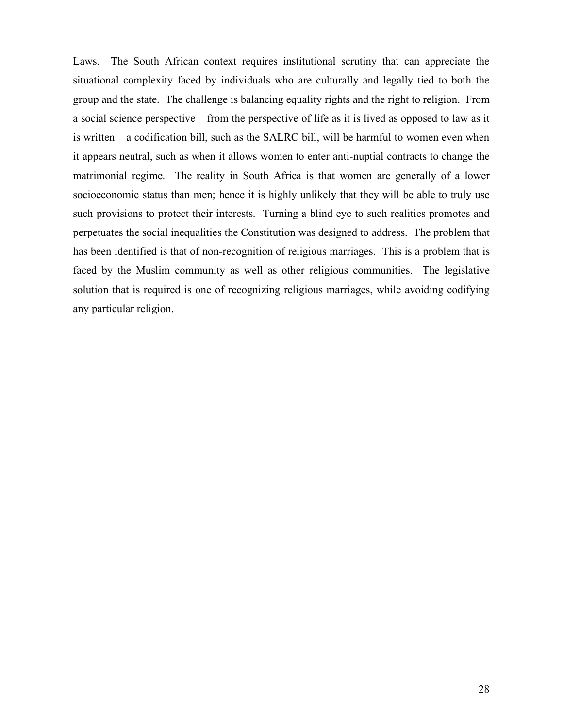Laws. The South African context requires institutional scrutiny that can appreciate the situational complexity faced by individuals who are culturally and legally tied to both the group and the state. The challenge is balancing equality rights and the right to religion. From a social science perspective – from the perspective of life as it is lived as opposed to law as it is written – a codification bill, such as the SALRC bill, will be harmful to women even when it appears neutral, such as when it allows women to enter anti-nuptial contracts to change the matrimonial regime. The reality in South Africa is that women are generally of a lower socioeconomic status than men; hence it is highly unlikely that they will be able to truly use such provisions to protect their interests. Turning a blind eye to such realities promotes and perpetuates the social inequalities the Constitution was designed to address. The problem that has been identified is that of non-recognition of religious marriages. This is a problem that is faced by the Muslim community as well as other religious communities. The legislative solution that is required is one of recognizing religious marriages, while avoiding codifying any particular religion.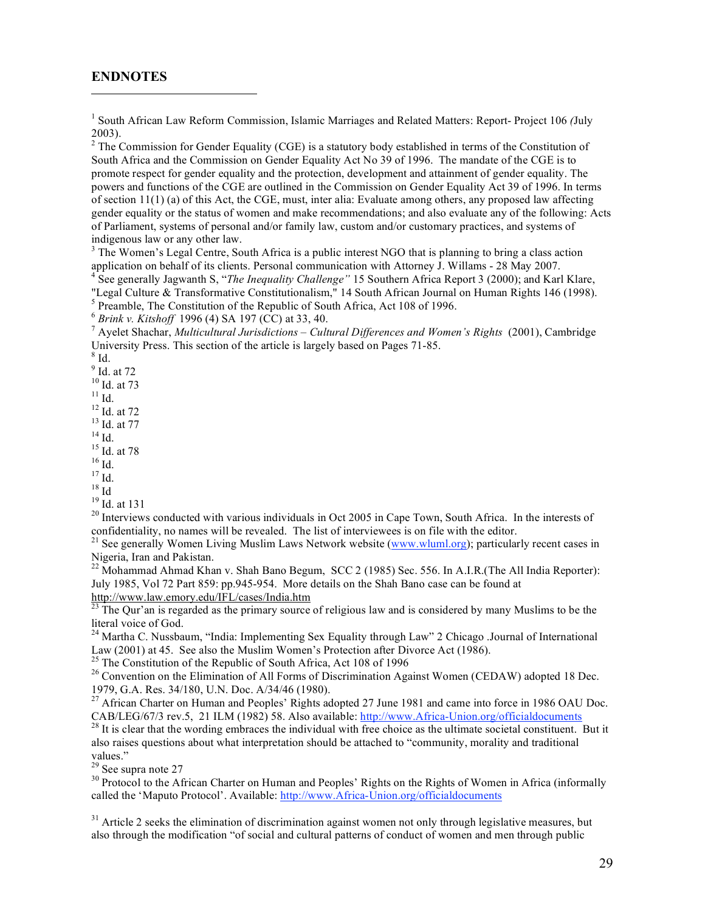## ENDNOTES

---

[1] South African Law Reform Commission, Islamic Marriages and Related Matters: Report- Project 106 *(*July 2003).

[2] The Commission for Gender Equality (CGE) is a statutory body established in terms of the Constitution of South Africa and the Commission on Gender Equality Act No 39 of 1996. The mandate of the CGE is to promote respect for gender equality and the protection, development and attainment of gender equality. The powers and functions of the CGE are outlined in the Commission on Gender Equality Act 39 of 1996. In terms of section 11(1) (a) of this Act, the CGE, must, inter alia: Evaluate among others, any proposed law affecting gender equality or the status of women and make recommendations; and also evaluate any of the following: Acts of Parliament, systems of personal and/or family law, custom and/or customary practices, and systems of indigenous law or any other law.

[3] The Women's Legal Centre, South Africa is a public interest NGO that is planning to bring a class action application on behalf of its clients. Personal communication with Attorney J. Willams - 28 May 2007.

[4] See generally Jagwanth S, "*The Inequality Challenge"* 15 Southern Africa Report 3 (2000); and Karl Klare, "Legal Culture & Transformative Constitutionalism," 14 South African Journal on Human Rights 146 (1998).

[5] Preamble, The Constitution of the Republic of South Africa, Act 108 of 1996.

[6] *Brink v. Kitshoff* 1996 (4) SA 197 (CC) at 33, 40.

[7] Ayelet Shachar, *Multicultural Jurisdictions – Cultural Differences and Women's Rights* (2001), Cambridge University Press. This section of the article is largely based on Pages 71-85.

[8] Id.

[9] Id. at 72

[10] Id. at 73

[11] Id.

[12] Id. at 72

[13] Id. at 77

[14] Id.

[15] Id. at 78

[16] Id.

[17] Id.

[18] Id

[19] Id. at 131

[20] Interviews conducted with various individuals in Oct 2005 in Cape Town, South Africa. In the interests of confidentiality, no names will be revealed. The list of interviewees is on file with the editor.

[21] See generally Women Living Muslim Laws Network website (www.wluml.org); particularly recent cases in Nigeria, Iran and Pakistan.

[22] Mohammad Ahmad Khan v. Shah Bano Begum, SCC 2 (1985) Sec. 556. In A.I.R.(The All India Reporter): July 1985, Vol 72 Part 859: pp.945-954. More details on the Shah Bano case can be found at http://www.law.emory.edu/IFL/cases/India.htm

[23] The Qur'an is regarded as the primary source of religious law and is considered by many Muslims to be the literal voice of God.

[24] Martha C. Nussbaum, "India: Implementing Sex Equality through Law" 2 Chicago .Journal of International Law (2001) at 45. See also the Muslim Women's Protection after Divorce Act (1986).

[25] The Constitution of the Republic of South Africa, Act 108 of 1996

[26] Convention on the Elimination of All Forms of Discrimination Against Women (CEDAW) adopted 18 Dec. 1979, G.A. Res. 34/180, U.N. Doc. A/34/46 (1980).

[27] African Charter on Human and Peoples' Rights adopted 27 June 1981 and came into force in 1986 OAU Doc. CAB/LEG/67/3 rev.5, 21 ILM (1982) 58. Also available: http://www.Africa-Union.org/officialdocuments

[28] It is clear that the wording embraces the individual with free choice as the ultimate societal constituent. But it also raises questions about what interpretation should be attached to "community, morality and traditional values."

[29] See supra note 27

[30] Protocol to the African Charter on Human and Peoples' Rights on the Rights of Women in Africa (informally called the 'Maputo Protocol'. Available: http://www.Africa-Union.org/officialdocuments

[31] Article 2 seeks the elimination of discrimination against women not only through legislative measures, but also through the modification "of social and cultural patterns of conduct of women and men through public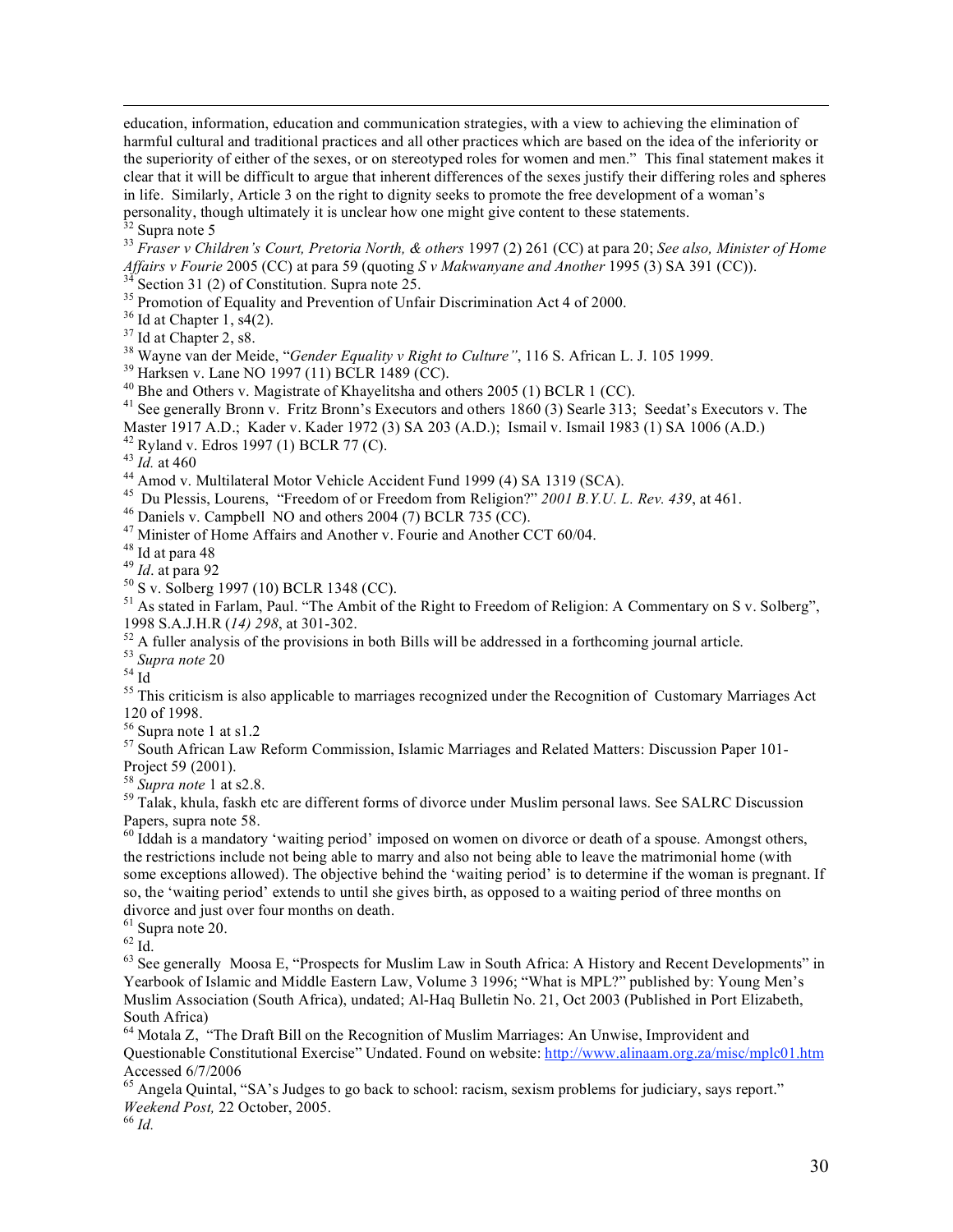education, information, education and communication strategies, with a view to achieving the elimination of harmful cultural and traditional practices and all other practices which are based on the idea of the inferiority or the superiority of either of the sexes, or on stereotyped roles for women and men." This final statement makes it clear that it will be difficult to argue that inherent differences of the sexes justify their differing roles and spheres in life. Similarly, Article 3 on the right to dignity seeks to promote the free development of a woman's personality, though ultimately it is unclear how one might give content to these statements.

[32] Supra note 5

[33] *Fraser v Children's Court, Pretoria North, & others* 1997 (2) 261 (CC) at para 20; *See also, Minister of Home Affairs v Fourie* 2005 (CC) at para 59 (quoting *S v Makwanyane and Another* 1995 (3) SA 391 (CC)).

[34] Section 31 (2) of Constitution. Supra note 25.

[35] Promotion of Equality and Prevention of Unfair Discrimination Act 4 of 2000.

[36] Id at Chapter 1, s4(2).

[37] Id at Chapter 2, s8.

[38] Wayne van der Meide, "*Gender Equality v Right to Culture"*, 116 S. African L. J. 105 1999.

[39] Harksen v. Lane NO 1997 (11) BCLR 1489 (CC).

[40] Bhe and Others v. Magistrate of Khayelitsha and others 2005 (1) BCLR 1 (CC).

[41] See generally Bronn v. Fritz Bronn's Executors and others 1860 (3) Searle 313; Seedat's Executors v. The Master 1917 A.D.; Kader v. Kader 1972 (3) SA 203 (A.D.); Ismail v. Ismail 1983 (1) SA 1006 (A.D.)

[42] Ryland v. Edros 1997 (1) BCLR 77 (C).

[43] *Id.* at 460

[44] Amod v. Multilateral Motor Vehicle Accident Fund 1999 (4) SA 1319 (SCA).

[45] Du Plessis, Lourens, "Freedom of or Freedom from Religion?" *2001 B.Y.U. L. Rev. 439*, at 461.

[46] Daniels v. Campbell NO and others 2004 (7) BCLR 735 (CC).

[47] Minister of Home Affairs and Another v. Fourie and Another CCT 60/04.

[48] Id at para 48

[49] *Id*. at para 92

[50] S v. Solberg 1997 (10) BCLR 1348 (CC).

[51] As stated in Farlam, Paul. "The Ambit of the Right to Freedom of Religion: A Commentary on S v. Solberg", 1998 S.A.J.H.R (*14) 298*, at 301-302.

[52] A fuller analysis of the provisions in both Bills will be addressed in a forthcoming journal article.

[53] *Supra note* 20

[54] Id

[55] This criticism is also applicable to marriages recognized under the Recognition of Customary Marriages Act 120 of 1998.

[56] Supra note 1 at s1.2

[57] South African Law Reform Commission, Islamic Marriages and Related Matters: Discussion Paper 101-Project 59 (2001).

[58] *Supra note* 1 at s2.8.

[59] Talak, khula, faskh etc are different forms of divorce under Muslim personal laws. See SALRC Discussion Papers, supra note 58.

[60] Iddah is a mandatory 'waiting period' imposed on women on divorce or death of a spouse. Amongst others, the restrictions include not being able to marry and also not being able to leave the matrimonial home (with some exceptions allowed). The objective behind the 'waiting period' is to determine if the woman is pregnant. If so, the 'waiting period' extends to until she gives birth, as opposed to a waiting period of three months on divorce and just over four months on death.

[61] Supra note 20.

[62] Id.

[63] See generally Moosa E, "Prospects for Muslim Law in South Africa: A History and Recent Developments" in Yearbook of Islamic and Middle Eastern Law, Volume 3 1996; "What is MPL?" published by: Young Men's Muslim Association (South Africa), undated; Al-Haq Bulletin No. 21, Oct 2003 (Published in Port Elizabeth, South Africa)

[64] Motala Z, "The Draft Bill on the Recognition of Muslim Marriages: An Unwise, Improvident and Questionable Constitutional Exercise" Undated. Found on website: http://www.alinaam.org.za/misc/mplc01.htm Accessed 6/7/2006

[65] Angela Quintal, "SA's Judges to go back to school: racism, sexism problems for judiciary, says report." *Weekend Post,* 22 October, 2005.

[66] *Id.*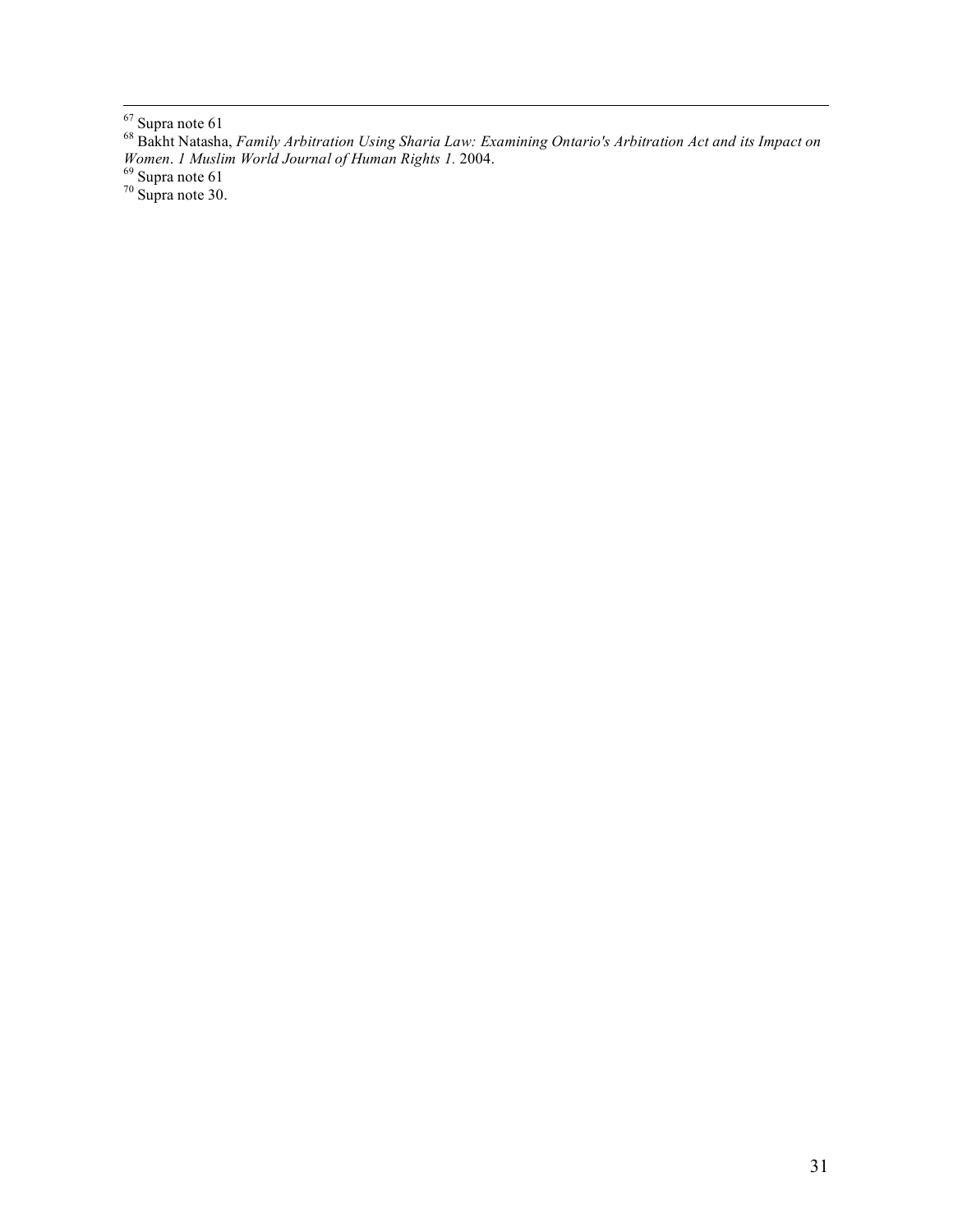[67] Supra note 61

[68] Bakht Natasha, *Family Arbitration Using Sharia Law: Examining Ontario's Arbitration Act and its Impact on Women*. *1 Muslim World Journal of Human Rights 1*. 2004.

[69] Supra note 61

[70] Supra note 30.